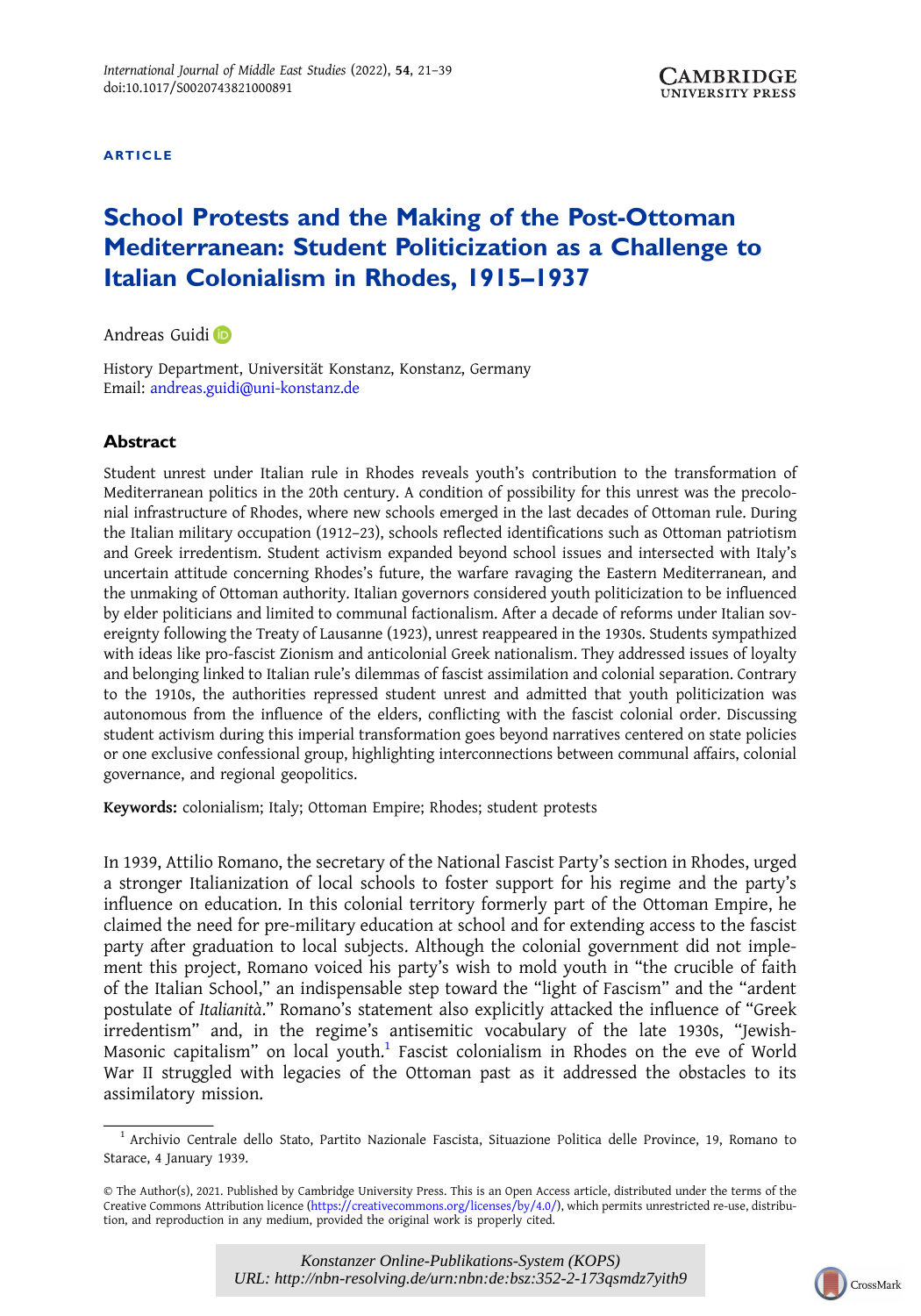ARTICLE

# School Protests and the Making of the Post-Ottoman Mediterranean: Student Politicization as a Challenge to Italian Colonialism in Rhodes, 1915–1937

Andreas Guidi

History Department, Universität Konstanz, Konstanz, Germany
Email: andreas.guidi@uni-konstanz.de

## Abstract

Student unrest under Italian rule in Rhodes reveals youth's contribution to the transformation of Mediterranean politics in the 20th century. A condition of possibility for this unrest was the precolonial infrastructure of Rhodes, where new schools emerged in the last decades of Ottoman rule. During the Italian military occupation (1912–23), schools reflected identifications such as Ottoman patriotism and Greek irredentism. Student activism expanded beyond school issues and intersected with Italy's uncertain attitude concerning Rhodes's future, the warfare ravaging the Eastern Mediterranean, and the unmaking of Ottoman authority. Italian governors considered youth politicization to be influenced by elder politicians and limited to communal factionalism. After a decade of reforms under Italian sovereignty following the Treaty of Lausanne (1923), unrest reappeared in the 1930s. Students sympathized with ideas like pro-fascist Zionism and anticolonial Greek nationalism. They addressed issues of loyalty and belonging linked to Italian rule's dilemmas of fascist assimilation and colonial separation. Contrary to the 1910s, the authorities repressed student unrest and admitted that youth politicization was autonomous from the influence of the elders, conflicting with the fascist colonial order. Discussing student activism during this imperial transformation goes beyond narratives centered on state policies or one exclusive confessional group, highlighting interconnections between communal affairs, colonial governance, and regional geopolitics.

**Keywords:** colonialism; Italy; Ottoman Empire; Rhodes; student protests

In 1939, Attilio Romano, the secretary of the National Fascist Party's section in Rhodes, urged a stronger Italianization of local schools to foster support for his regime and the party's influence on education. In this colonial territory formerly part of the Ottoman Empire, he claimed the need for pre-military education at school and for extending access to the fascist party after graduation to local subjects. Although the colonial government did not implement this project, Romano voiced his party's wish to mold youth in "the crucible of faith of the Italian School," an indispensable step toward the "light of Fascism" and the "ardent postulate of *Italianità*." Romano's statement also explicitly attacked the influence of "Greek irredentism" and, in the regime's antisemitic vocabulary of the late 1930s, "Jewish-Masonic capitalism" on local youth.[1] Fascist colonialism in Rhodes on the eve of World War II struggled with legacies of the Ottoman past as it addressed the obstacles to its assimilatory mission.

[1] Archivio Centrale dello Stato, Partito Nazionale Fascista, Situazione Politica delle Province, 19, Romano to Starace, 4 January 1939.

© The Author(s), 2021. Published by Cambridge University Press. This is an Open Access article, distributed under the terms of the Creative Commons Attribution licence (https://creativecommons.org/licenses/by/4.0/), which permits unrestricted re-use, distribution, and reproduction in any medium, provided the original work is properly cited.

Konstanzer Online-Publikations-System (KOPS)
URL: http://nbn-resolving.de/urn:nbn:de:bsz:352-2-173qsmdz7yith9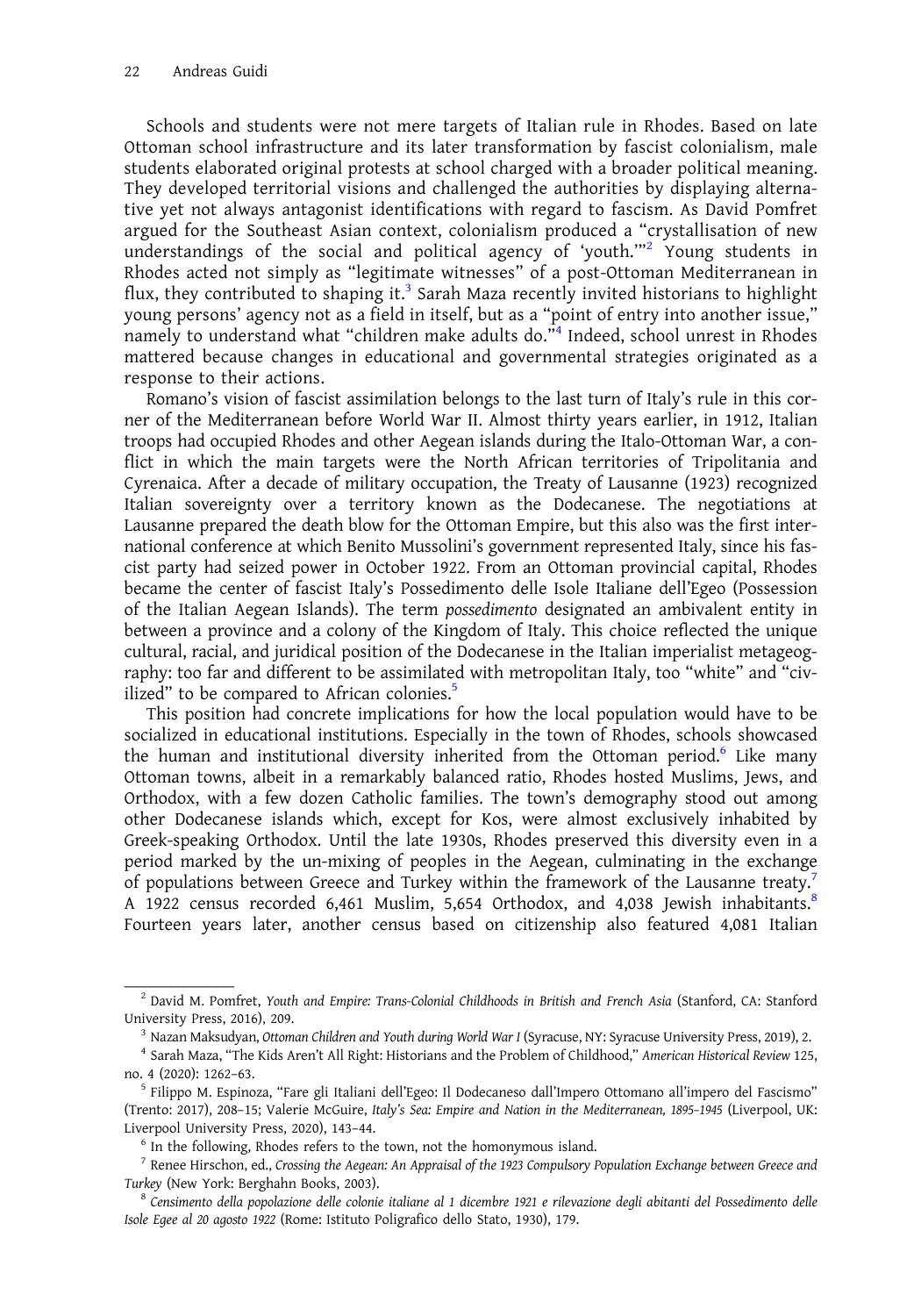Schools and students were not mere targets of Italian rule in Rhodes. Based on late Ottoman school infrastructure and its later transformation by fascist colonialism, male students elaborated original protests at school charged with a broader political meaning. They developed territorial visions and challenged the authorities by displaying alternative yet not always antagonist identifications with regard to fascism. As David Pomfret argued for the Southeast Asian context, colonialism produced a "crystallisation of new understandings of the social and political agency of 'youth.'"[2] Young students in Rhodes acted not simply as "legitimate witnesses" of a post-Ottoman Mediterranean in flux, they contributed to shaping it.[3] Sarah Maza recently invited historians to highlight young persons' agency not as a field in itself, but as a "point of entry into another issue," namely to understand what "children make adults do."[4] Indeed, school unrest in Rhodes mattered because changes in educational and governmental strategies originated as a response to their actions.

Romano's vision of fascist assimilation belongs to the last turn of Italy's rule in this corner of the Mediterranean before World War II. Almost thirty years earlier, in 1912, Italian troops had occupied Rhodes and other Aegean islands during the Italo-Ottoman War, a conflict in which the main targets were the North African territories of Tripolitania and Cyrenaica. After a decade of military occupation, the Treaty of Lausanne (1923) recognized Italian sovereignty over a territory known as the Dodecanese. The negotiations at Lausanne prepared the death blow for the Ottoman Empire, but this also was the first international conference at which Benito Mussolini's government represented Italy, since his fascist party had seized power in October 1922. From an Ottoman provincial capital, Rhodes became the center of fascist Italy's Possedimento delle Isole Italiane dell'Egeo (Possession of the Italian Aegean Islands). The term *possedimento* designated an ambivalent entity in between a province and a colony of the Kingdom of Italy. This choice reflected the unique cultural, racial, and juridical position of the Dodecanese in the Italian imperialist metageography: too far and different to be assimilated with metropolitan Italy, too "white" and "civilized" to be compared to African colonies.[5]

This position had concrete implications for how the local population would have to be socialized in educational institutions. Especially in the town of Rhodes, schools showcased the human and institutional diversity inherited from the Ottoman period.[6] Like many Ottoman towns, albeit in a remarkably balanced ratio, Rhodes hosted Muslims, Jews, and Orthodox, with a few dozen Catholic families. The town's demography stood out among other Dodecanese islands which, except for Kos, were almost exclusively inhabited by Greek-speaking Orthodox. Until the late 1930s, Rhodes preserved this diversity even in a period marked by the un-mixing of peoples in the Aegean, culminating in the exchange of populations between Greece and Turkey within the framework of the Lausanne treaty.[7] A 1922 census recorded 6,461 Muslim, 5,654 Orthodox, and 4,038 Jewish inhabitants.[8] Fourteen years later, another census based on citizenship also featured 4,081 Italian

---

[2] David M. Pomfret, *Youth and Empire: Trans-Colonial Childhoods in British and French Asia* (Stanford, CA: Stanford University Press, 2016), 209.

[3] Nazan Maksudyan, *Ottoman Children and Youth during World War I* (Syracuse, NY: Syracuse University Press, 2019), 2.

[4] Sarah Maza, "The Kids Aren't All Right: Historians and the Problem of Childhood," *American Historical Review* 125, no. 4 (2020): 1262–63.

[5] Filippo M. Espinoza, "Fare gli Italiani dell'Egeo: Il Dodecaneso dall'Impero Ottomano all'impero del Fascismo" (Trento: 2017), 208–15; Valerie McGuire, *Italy's Sea: Empire and Nation in the Mediterranean, 1895–1945* (Liverpool, UK: Liverpool University Press, 2020), 143–44.

[6] In the following, Rhodes refers to the town, not the homonymous island.

[7] Renee Hirschon, ed., *Crossing the Aegean: An Appraisal of the 1923 Compulsory Population Exchange between Greece and Turkey* (New York: Berghahn Books, 2003).

[8] *Censimento della popolazione delle colonie italiane al 1 dicembre 1921 e rilevazione degli abitanti del Possedimento delle Isole Egee al 20 agosto 1922* (Rome: Istituto Poligrafico dello Stato, 1930), 179.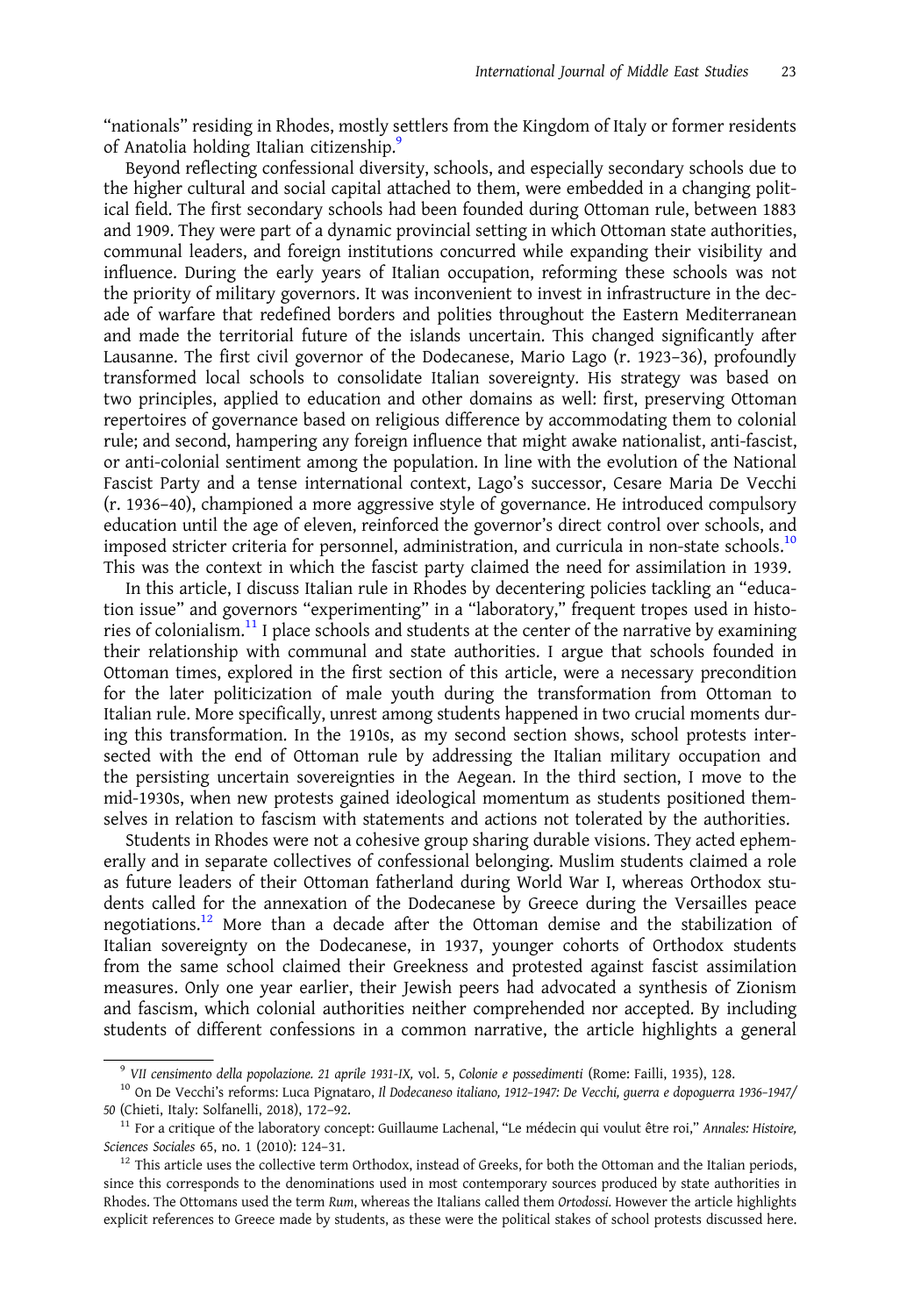"nationals" residing in Rhodes, mostly settlers from the Kingdom of Italy or former residents of Anatolia holding Italian citizenship.[9]

Beyond reflecting confessional diversity, schools, and especially secondary schools due to the higher cultural and social capital attached to them, were embedded in a changing political field. The first secondary schools had been founded during Ottoman rule, between 1883 and 1909. They were part of a dynamic provincial setting in which Ottoman state authorities, communal leaders, and foreign institutions concurred while expanding their visibility and influence. During the early years of Italian occupation, reforming these schools was not the priority of military governors. It was inconvenient to invest in infrastructure in the decade of warfare that redefined borders and polities throughout the Eastern Mediterranean and made the territorial future of the islands uncertain. This changed significantly after Lausanne. The first civil governor of the Dodecanese, Mario Lago (r. 1923–36), profoundly transformed local schools to consolidate Italian sovereignty. His strategy was based on two principles, applied to education and other domains as well: first, preserving Ottoman repertoires of governance based on religious difference by accommodating them to colonial rule; and second, hampering any foreign influence that might awake nationalist, anti-fascist, or anti-colonial sentiment among the population. In line with the evolution of the National Fascist Party and a tense international context, Lago's successor, Cesare Maria De Vecchi (r. 1936–40), championed a more aggressive style of governance. He introduced compulsory education until the age of eleven, reinforced the governor's direct control over schools, and imposed stricter criteria for personnel, administration, and curricula in non-state schools.[10] This was the context in which the fascist party claimed the need for assimilation in 1939.

In this article, I discuss Italian rule in Rhodes by decentering policies tackling an "education issue" and governors "experimenting" in a "laboratory," frequent tropes used in histories of colonialism.[11] I place schools and students at the center of the narrative by examining their relationship with communal and state authorities. I argue that schools founded in Ottoman times, explored in the first section of this article, were a necessary precondition for the later politicization of male youth during the transformation from Ottoman to Italian rule. More specifically, unrest among students happened in two crucial moments during this transformation. In the 1910s, as my second section shows, school protests intersected with the end of Ottoman rule by addressing the Italian military occupation and the persisting uncertain sovereignties in the Aegean. In the third section, I move to the mid-1930s, when new protests gained ideological momentum as students positioned themselves in relation to fascism with statements and actions not tolerated by the authorities.

Students in Rhodes were not a cohesive group sharing durable visions. They acted ephemerally and in separate collectives of confessional belonging. Muslim students claimed a role as future leaders of their Ottoman fatherland during World War I, whereas Orthodox students called for the annexation of the Dodecanese by Greece during the Versailles peace negotiations.[12] More than a decade after the Ottoman demise and the stabilization of Italian sovereignty on the Dodecanese, in 1937, younger cohorts of Orthodox students from the same school claimed their Greekness and protested against fascist assimilation measures. Only one year earlier, their Jewish peers had advocated a synthesis of Zionism and fascism, which colonial authorities neither comprehended nor accepted. By including students of different confessions in a common narrative, the article highlights a general

---

[9] *VII censimento della popolazione. 21 aprile 1931-IX*, vol. 5, *Colonie e possedimenti* (Rome: Failli, 1935), 128.

[10] On De Vecchi's reforms: Luca Pignataro, *Il Dodecaneso italiano, 1912–1947: De Vecchi, guerra e dopoguerra 1936–1947/50* (Chieti, Italy: Solfanelli, 2018), 172–92.

[11] For a critique of the laboratory concept: Guillaume Lachenal, "Le médecin qui voulut être roi," *Annales: Histoire, Sciences Sociales* 65, no. 1 (2010): 124–31.

[12] This article uses the collective term Orthodox, instead of Greeks, for both the Ottoman and the Italian periods, since this corresponds to the denominations used in most contemporary sources produced by state authorities in Rhodes. The Ottomans used the term *Rum*, whereas the Italians called them *Ortodossi*. However the article highlights explicit references to Greece made by students, as these were the political stakes of school protests discussed here.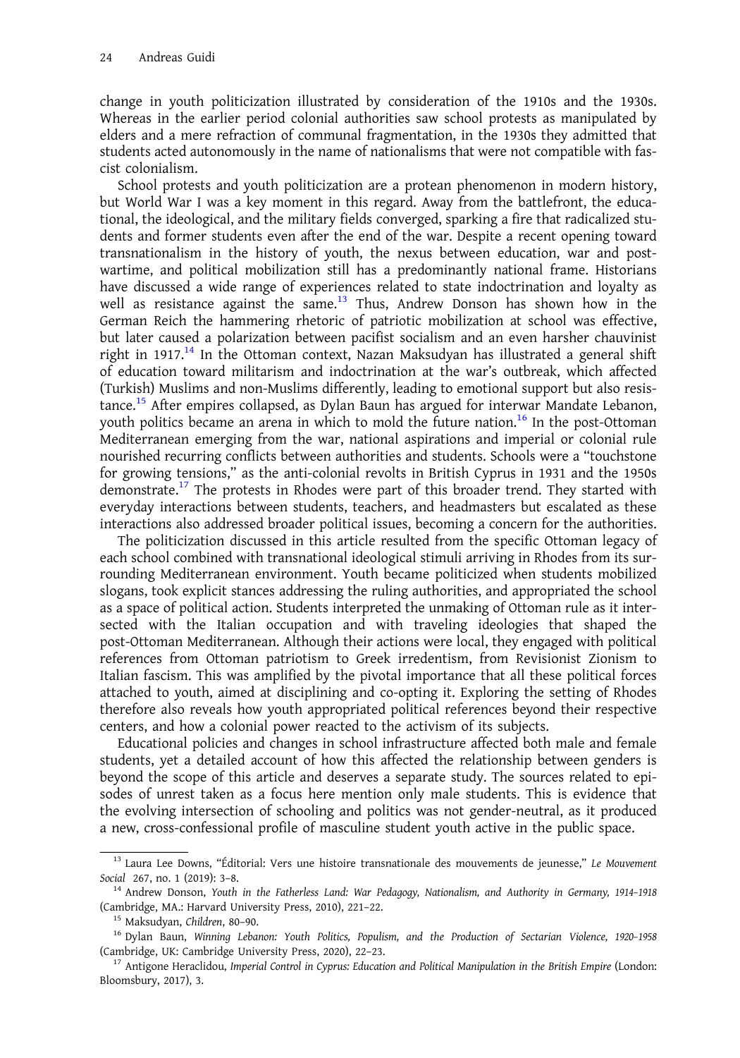change in youth politicization illustrated by consideration of the 1910s and the 1930s. Whereas in the earlier period colonial authorities saw school protests as manipulated by elders and a mere refraction of communal fragmentation, in the 1930s they admitted that students acted autonomously in the name of nationalisms that were not compatible with fascist colonialism.

School protests and youth politicization are a protean phenomenon in modern history, but World War I was a key moment in this regard. Away from the battlefront, the educational, the ideological, and the military fields converged, sparking a fire that radicalized students and former students even after the end of the war. Despite a recent opening toward transnationalism in the history of youth, the nexus between education, war and postwartime, and political mobilization still has a predominantly national frame. Historians have discussed a wide range of experiences related to state indoctrination and loyalty as well as resistance against the same.[13] Thus, Andrew Donson has shown how in the German Reich the hammering rhetoric of patriotic mobilization at school was effective, but later caused a polarization between pacifist socialism and an even harsher chauvinist right in 1917.[14] In the Ottoman context, Nazan Maksudyan has illustrated a general shift of education toward militarism and indoctrination at the war's outbreak, which affected (Turkish) Muslims and non-Muslims differently, leading to emotional support but also resistance.[15] After empires collapsed, as Dylan Baun has argued for interwar Mandate Lebanon, youth politics became an arena in which to mold the future nation.[16] In the post-Ottoman Mediterranean emerging from the war, national aspirations and imperial or colonial rule nourished recurring conflicts between authorities and students. Schools were a "touchstone for growing tensions," as the anti-colonial revolts in British Cyprus in 1931 and the 1950s demonstrate.[17] The protests in Rhodes were part of this broader trend. They started with everyday interactions between students, teachers, and headmasters but escalated as these interactions also addressed broader political issues, becoming a concern for the authorities.

The politicization discussed in this article resulted from the specific Ottoman legacy of each school combined with transnational ideological stimuli arriving in Rhodes from its surrounding Mediterranean environment. Youth became politicized when students mobilized slogans, took explicit stances addressing the ruling authorities, and appropriated the school as a space of political action. Students interpreted the unmaking of Ottoman rule as it intersected with the Italian occupation and with traveling ideologies that shaped the post-Ottoman Mediterranean. Although their actions were local, they engaged with political references from Ottoman patriotism to Greek irredentism, from Revisionist Zionism to Italian fascism. This was amplified by the pivotal importance that all these political forces attached to youth, aimed at disciplining and co-opting it. Exploring the setting of Rhodes therefore also reveals how youth appropriated political references beyond their respective centers, and how a colonial power reacted to the activism of its subjects.

Educational policies and changes in school infrastructure affected both male and female students, yet a detailed account of how this affected the relationship between genders is beyond the scope of this article and deserves a separate study. The sources related to episodes of unrest taken as a focus here mention only male students. This is evidence that the evolving intersection of schooling and politics was not gender-neutral, as it produced a new, cross-confessional profile of masculine student youth active in the public space.

---

[13] Laura Lee Downs, "Éditorial: Vers une histoire transnationale des mouvements de jeunesse," *Le Mouvement Social* 267, no. 1 (2019): 3–8.

[14] Andrew Donson, *Youth in the Fatherless Land: War Pedagogy, Nationalism, and Authority in Germany, 1914–1918* (Cambridge, MA.: Harvard University Press, 2010), 221–22.

[15] Maksudyan, *Children*, 80–90.

[16] Dylan Baun, *Winning Lebanon: Youth Politics, Populism, and the Production of Sectarian Violence, 1920–1958* (Cambridge, UK: Cambridge University Press, 2020), 22–23.

[17] Antigone Heraclidou, *Imperial Control in Cyprus: Education and Political Manipulation in the British Empire* (London: Bloomsbury, 2017), 3.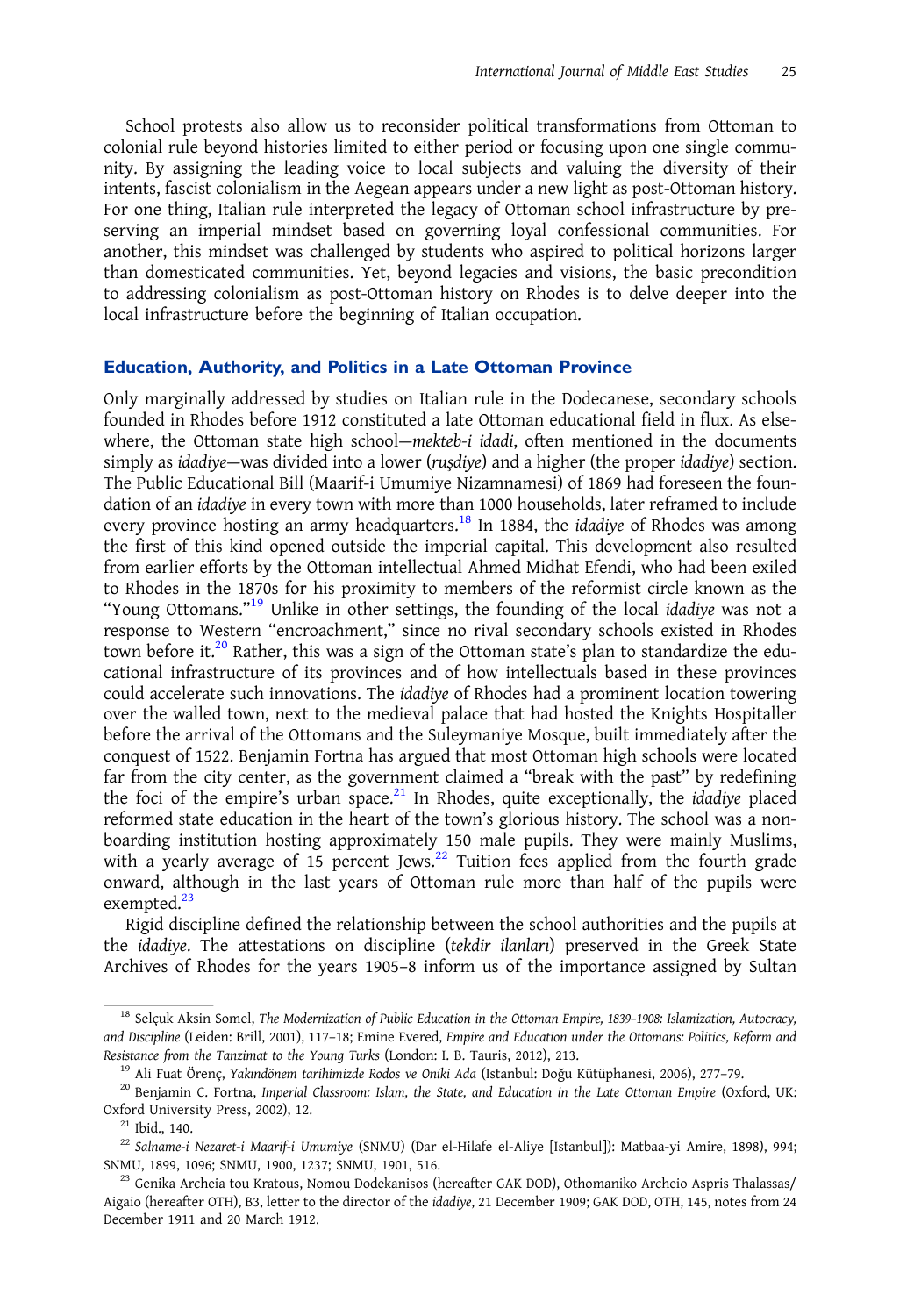School protests also allow us to reconsider political transformations from Ottoman to colonial rule beyond histories limited to either period or focusing upon one single community. By assigning the leading voice to local subjects and valuing the diversity of their intents, fascist colonialism in the Aegean appears under a new light as post-Ottoman history. For one thing, Italian rule interpreted the legacy of Ottoman school infrastructure by preserving an imperial mindset based on governing loyal confessional communities. For another, this mindset was challenged by students who aspired to political horizons larger than domesticated communities. Yet, beyond legacies and visions, the basic precondition to addressing colonialism as post-Ottoman history on Rhodes is to delve deeper into the local infrastructure before the beginning of Italian occupation.

## Education, Authority, and Politics in a Late Ottoman Province

Only marginally addressed by studies on Italian rule in the Dodecanese, secondary schools founded in Rhodes before 1912 constituted a late Ottoman educational field in flux. As elsewhere, the Ottoman state high school—*mekteb-i idadi*, often mentioned in the documents simply as *idadiye*—was divided into a lower (*ruşdiye*) and a higher (the proper *idadiye*) section. The Public Educational Bill (Maarif-i Umumiye Nizamnamesi) of 1869 had foreseen the foundation of an *idadiye* in every town with more than 1000 households, later reframed to include every province hosting an army headquarters.[18] In 1884, the *idadiye* of Rhodes was among the first of this kind opened outside the imperial capital. This development also resulted from earlier efforts by the Ottoman intellectual Ahmed Midhat Efendi, who had been exiled to Rhodes in the 1870s for his proximity to members of the reformist circle known as the "Young Ottomans."[19] Unlike in other settings, the founding of the local *idadiye* was not a response to Western "encroachment," since no rival secondary schools existed in Rhodes town before it.[20] Rather, this was a sign of the Ottoman state's plan to standardize the educational infrastructure of its provinces and of how intellectuals based in these provinces could accelerate such innovations. The *idadiye* of Rhodes had a prominent location towering over the walled town, next to the medieval palace that had hosted the Knights Hospitaller before the arrival of the Ottomans and the Suleymaniye Mosque, built immediately after the conquest of 1522. Benjamin Fortna has argued that most Ottoman high schools were located far from the city center, as the government claimed a "break with the past" by redefining the foci of the empire's urban space.[21] In Rhodes, quite exceptionally, the *idadiye* placed reformed state education in the heart of the town's glorious history. The school was a non-boarding institution hosting approximately 150 male pupils. They were mainly Muslims, with a yearly average of 15 percent Jews.[22] Tuition fees applied from the fourth grade onward, although in the last years of Ottoman rule more than half of the pupils were exempted.[23]

Rigid discipline defined the relationship between the school authorities and the pupils at the *idadiye*. The attestations on discipline (*tekdir ilanları*) preserved in the Greek State Archives of Rhodes for the years 1905–8 inform us of the importance assigned by Sultan

---

[18] Selçuk Aksin Somel, *The Modernization of Public Education in the Ottoman Empire, 1839–1908: Islamization, Autocracy, and Discipline* (Leiden: Brill, 2001), 117–18; Emine Evered, *Empire and Education under the Ottomans: Politics, Reform and Resistance from the Tanzimat to the Young Turks* (London: I. B. Tauris, 2012), 213.

[19] Ali Fuat Örenç, *Yakındönem tarihimizde Rodos ve Oniki Ada* (Istanbul: Doğu Kütüphanesi, 2006), 277–79.

[20] Benjamin C. Fortna, *Imperial Classroom: Islam, the State, and Education in the Late Ottoman Empire* (Oxford, UK: Oxford University Press, 2002), 12.

[21] Ibid., 140.

[22] *Salname-i Nezaret-i Maarif-i Umumiye* (SNMU) (Dar el-Hilafe el-Aliye [Istanbul]): Matbaa-yi Amire, 1898), 994; SNMU, 1899, 1096; SNMU, 1900, 1237; SNMU, 1901, 516.

[23] Genika Archeia tou Kratous, Nomou Dodekanisos (hereafter GAK DOD), Othomaniko Archeio Aspris Thalassas/Aigaio (hereafter OTH), B3, letter to the director of the *idadiye*, 21 December 1909; GAK DOD, OTH, 145, notes from 24 December 1911 and 20 March 1912.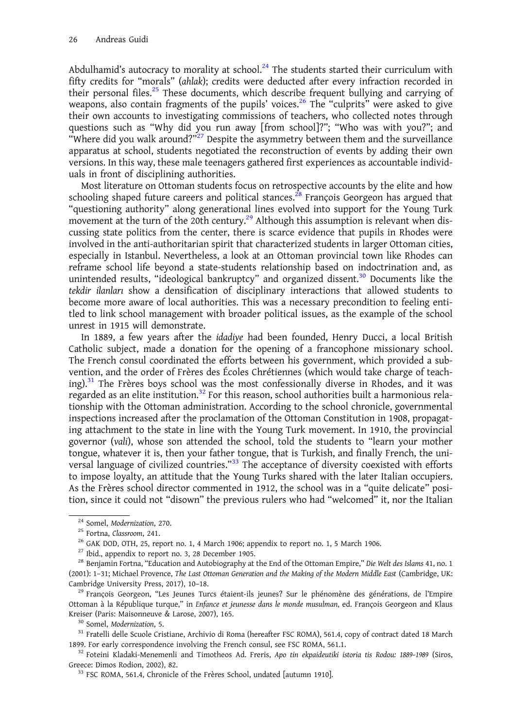Abdulhamid's autocracy to morality at school.[24] The students started their curriculum with fifty credits for "morals" (*ahlak*); credits were deducted after every infraction recorded in their personal files.[25] These documents, which describe frequent bullying and carrying of weapons, also contain fragments of the pupils' voices.[26] The "culprits" were asked to give their own accounts to investigating commissions of teachers, who collected notes through questions such as "Why did you run away [from school]?"; "Who was with you?"; and "Where did you walk around?"[27] Despite the asymmetry between them and the surveillance apparatus at school, students negotiated the reconstruction of events by adding their own versions. In this way, these male teenagers gathered first experiences as accountable individuals in front of disciplining authorities.

Most literature on Ottoman students focus on retrospective accounts by the elite and how schooling shaped future careers and political stances.[28] François Georgeon has argued that "questioning authority" along generational lines evolved into support for the Young Turk movement at the turn of the 20th century.[29] Although this assumption is relevant when discussing state politics from the center, there is scarce evidence that pupils in Rhodes were involved in the anti-authoritarian spirit that characterized students in larger Ottoman cities, especially in Istanbul. Nevertheless, a look at an Ottoman provincial town like Rhodes can reframe school life beyond a state-students relationship based on indoctrination and, as unintended results, "ideological bankruptcy" and organized dissent.[30] Documents like the *tekdir ilanları* show a densification of disciplinary interactions that allowed students to become more aware of local authorities. This was a necessary precondition to feeling entitled to link school management with broader political issues, as the example of the school unrest in 1915 will demonstrate.

In 1889, a few years after the *idadiye* had been founded, Henry Ducci, a local British Catholic subject, made a donation for the opening of a francophone missionary school. The French consul coordinated the efforts between his government, which provided a subvention, and the order of Frères des Écoles Chrétiennes (which would take charge of teaching).[31] The Frères boys school was the most confessionally diverse in Rhodes, and it was regarded as an elite institution.[32] For this reason, school authorities built a harmonious relationship with the Ottoman administration. According to the school chronicle, governmental inspections increased after the proclamation of the Ottoman Constitution in 1908, propagating attachment to the state in line with the Young Turk movement. In 1910, the provincial governor (*vali*), whose son attended the school, told the students to "learn your mother tongue, whatever it is, then your father tongue, that is Turkish, and finally French, the universal language of civilized countries."[33] The acceptance of diversity coexisted with efforts to impose loyalty, an attitude that the Young Turks shared with the later Italian occupiers. As the Frères school director commented in 1912, the school was in a "quite delicate" position, since it could not "disown" the previous rulers who had "welcomed" it, nor the Italian

---

[24] Somel, *Modernization*, 270.

[25] Fortna, *Classroom*, 241.

[26] GAK DOD, OTH, 25, report no. 1, 4 March 1906; appendix to report no. 1, 5 March 1906.

[27] Ibid., appendix to report no. 3, 28 December 1905.

[28] Benjamin Fortna, "Education and Autobiography at the End of the Ottoman Empire," *Die Welt des Islams* 41, no. 1 (2001): 1–31; Michael Provence, *The Last Ottoman Generation and the Making of the Modern Middle East* (Cambridge, UK: Cambridge University Press, 2017), 10–18.

[29] François Georgeon, "Les Jeunes Turcs étaient-ils jeunes? Sur le phénomène des générations, de l'Empire Ottoman à la République turque," in *Enfance et jeunesse dans le monde musulman*, ed. François Georgeon and Klaus Kreiser (Paris: Maisonneuve & Larose, 2007), 165.

[30] Somel, *Modernization*, 5.

[31] Fratelli delle Scuole Cristiane, Archivio di Roma (hereafter FSC ROMA), 561.4, copy of contract dated 18 March 1899. For early correspondence involving the French consul, see FSC ROMA, 561.1.

[32] Foteini Kladaki-Menemenli and Timotheos Ad. Freris, *Apo tin ekpaideutiki istoria tis Rodou: 1889–1989* (Siros, Greece: Dimos Rodion, 2002), 82.

[33] FSC ROMA, 561.4, Chronicle of the Frères School, undated [autumn 1910].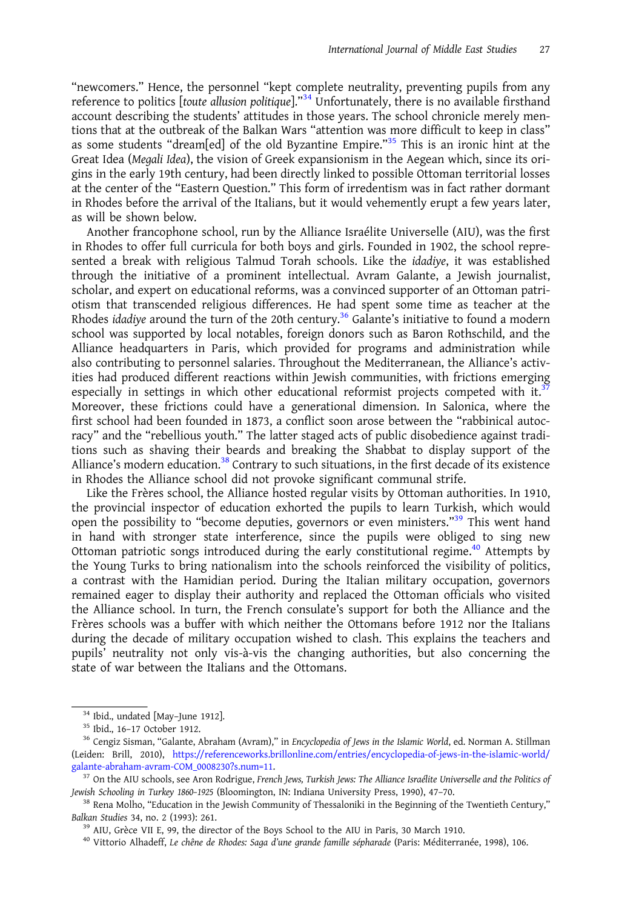"newcomers." Hence, the personnel "kept complete neutrality, preventing pupils from any reference to politics [*toute allusion politique*]."[34] Unfortunately, there is no available firsthand account describing the students' attitudes in those years. The school chronicle merely mentions that at the outbreak of the Balkan Wars "attention was more difficult to keep in class" as some students "dream[ed] of the old Byzantine Empire."[35] This is an ironic hint at the Great Idea (*Megali Idea*), the vision of Greek expansionism in the Aegean which, since its origins in the early 19th century, had been directly linked to possible Ottoman territorial losses at the center of the "Eastern Question." This form of irredentism was in fact rather dormant in Rhodes before the arrival of the Italians, but it would vehemently erupt a few years later, as will be shown below.

Another francophone school, run by the Alliance Israélite Universelle (AIU), was the first in Rhodes to offer full curricula for both boys and girls. Founded in 1902, the school represented a break with religious Talmud Torah schools. Like the *idadiye*, it was established through the initiative of a prominent intellectual. Avram Galante, a Jewish journalist, scholar, and expert on educational reforms, was a convinced supporter of an Ottoman patriotism that transcended religious differences. He had spent some time as teacher at the Rhodes *idadiye* around the turn of the 20th century.[36] Galante's initiative to found a modern school was supported by local notables, foreign donors such as Baron Rothschild, and the Alliance headquarters in Paris, which provided for programs and administration while also contributing to personnel salaries. Throughout the Mediterranean, the Alliance's activities had produced different reactions within Jewish communities, with frictions emerging especially in settings in which other educational reformist projects competed with it.[37] Moreover, these frictions could have a generational dimension. In Salonica, where the first school had been founded in 1873, a conflict soon arose between the "rabbinical autocracy" and the "rebellious youth." The latter staged acts of public disobedience against traditions such as shaving their beards and breaking the Shabbat to display support of the Alliance's modern education.[38] Contrary to such situations, in the first decade of its existence in Rhodes the Alliance school did not provoke significant communal strife.

Like the Frères school, the Alliance hosted regular visits by Ottoman authorities. In 1910, the provincial inspector of education exhorted the pupils to learn Turkish, which would open the possibility to "become deputies, governors or even ministers."[39] This went hand in hand with stronger state interference, since the pupils were obliged to sing new Ottoman patriotic songs introduced during the early constitutional regime.[40] Attempts by the Young Turks to bring nationalism into the schools reinforced the visibility of politics, a contrast with the Hamidian period. During the Italian military occupation, governors remained eager to display their authority and replaced the Ottoman officials who visited the Alliance school. In turn, the French consulate's support for both the Alliance and the Frères schools was a buffer with which neither the Ottomans before 1912 nor the Italians during the decade of military occupation wished to clash. This explains the teachers and pupils' neutrality not only vis-à-vis the changing authorities, but also concerning the state of war between the Italians and the Ottomans.

---

[34] Ibid., undated [May–June 1912].

[35] Ibid., 16–17 October 1912.

[36] Cengiz Sisman, "Galante, Abraham (Avram)," in *Encyclopedia of Jews in the Islamic World*, ed. Norman A. Stillman (Leiden: Brill, 2010), https://referenceworks.brillonline.com/entries/encyclopedia-of-jews-in-the-islamic-world/galante-abraham-avram-COM_0008230?s.num=11.

[37] On the AIU schools, see Aron Rodrigue, *French Jews, Turkish Jews: The Alliance Israélite Universelle and the Politics of Jewish Schooling in Turkey 1860–1925* (Bloomington, IN: Indiana University Press, 1990), 47–70.

[38] Rena Molho, "Education in the Jewish Community of Thessaloniki in the Beginning of the Twentieth Century," *Balkan Studies* 34, no. 2 (1993): 261.

[39] AIU, Grèce VII E, 99, the director of the Boys School to the AIU in Paris, 30 March 1910.

[40] Vittorio Alhadeff, *Le chêne de Rhodes: Saga d'une grande famille sépharade* (Paris: Méditerranée, 1998), 106.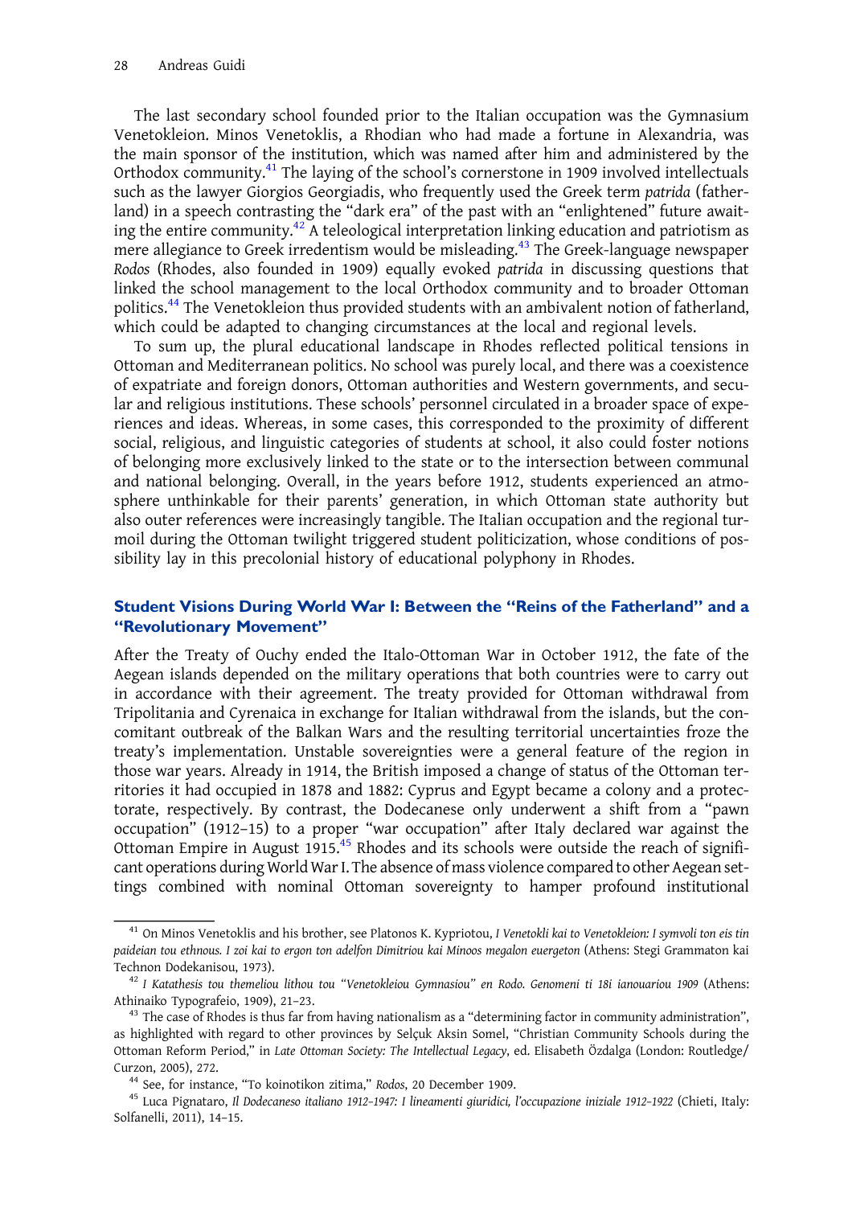The last secondary school founded prior to the Italian occupation was the Gymnasium Venetokleion. Minos Venetoklis, a Rhodian who had made a fortune in Alexandria, was the main sponsor of the institution, which was named after him and administered by the Orthodox community.[41] The laying of the school's cornerstone in 1909 involved intellectuals such as the lawyer Giorgios Georgiadis, who frequently used the Greek term *patrida* (fatherland) in a speech contrasting the "dark era" of the past with an "enlightened" future awaiting the entire community.[42] A teleological interpretation linking education and patriotism as mere allegiance to Greek irredentism would be misleading.[43] The Greek-language newspaper *Rodos* (Rhodes, also founded in 1909) equally evoked *patrida* in discussing questions that linked the school management to the local Orthodox community and to broader Ottoman politics.[44] The Venetokleion thus provided students with an ambivalent notion of fatherland, which could be adapted to changing circumstances at the local and regional levels.

To sum up, the plural educational landscape in Rhodes reflected political tensions in Ottoman and Mediterranean politics. No school was purely local, and there was a coexistence of expatriate and foreign donors, Ottoman authorities and Western governments, and secular and religious institutions. These schools' personnel circulated in a broader space of experiences and ideas. Whereas, in some cases, this corresponded to the proximity of different social, religious, and linguistic categories of students at school, it also could foster notions of belonging more exclusively linked to the state or to the intersection between communal and national belonging. Overall, in the years before 1912, students experienced an atmosphere unthinkable for their parents' generation, in which Ottoman state authority but also outer references were increasingly tangible. The Italian occupation and the regional turmoil during the Ottoman twilight triggered student politicization, whose conditions of possibility lay in this precolonial history of educational polyphony in Rhodes.

## Student Visions During World War I: Between the "Reins of the Fatherland" and a "Revolutionary Movement"

After the Treaty of Ouchy ended the Italo-Ottoman War in October 1912, the fate of the Aegean islands depended on the military operations that both countries were to carry out in accordance with their agreement. The treaty provided for Ottoman withdrawal from Tripolitania and Cyrenaica in exchange for Italian withdrawal from the islands, but the concomitant outbreak of the Balkan Wars and the resulting territorial uncertainties froze the treaty's implementation. Unstable sovereignties were a general feature of the region in those war years. Already in 1914, the British imposed a change of status of the Ottoman territories it had occupied in 1878 and 1882: Cyprus and Egypt became a colony and a protectorate, respectively. By contrast, the Dodecanese only underwent a shift from a "pawn occupation" (1912–15) to a proper "war occupation" after Italy declared war against the Ottoman Empire in August 1915.[45] Rhodes and its schools were outside the reach of significant operations during World War I. The absence of mass violence compared to other Aegean settings combined with nominal Ottoman sovereignty to hamper profound institutional

---

[41] On Minos Venetoklis and his brother, see Platonos K. Kypriotou, *I Venetokli kai to Venetokleion: I symvoli ton eis tin paideian tou ethnous. I zoi kai to ergon ton adelfon Dimitriou kai Minoos megalon euergeton* (Athens: Stegi Grammaton kai Technon Dodekanisou, 1973).

[42] *I Katathesis tou themeliou lithou tou "Venetokleiou Gymnasiou" en Rodo. Genomeni ti 18i ianouariou 1909* (Athens: Athinaiko Typografeio, 1909), 21–23.

[43] The case of Rhodes is thus far from having nationalism as a "determining factor in community administration", as highlighted with regard to other provinces by Selçuk Aksin Somel, "Christian Community Schools during the Ottoman Reform Period," in *Late Ottoman Society: The Intellectual Legacy*, ed. Elisabeth Özdalga (London: Routledge/Curzon, 2005), 272.

[44] See, for instance, "To koinotikon zitima," *Rodos*, 20 December 1909.

[45] Luca Pignataro, *Il Dodecaneso italiano 1912–1947: I lineamenti giuridici, l'occupazione iniziale 1912–1922* (Chieti, Italy: Solfanelli, 2011), 14–15.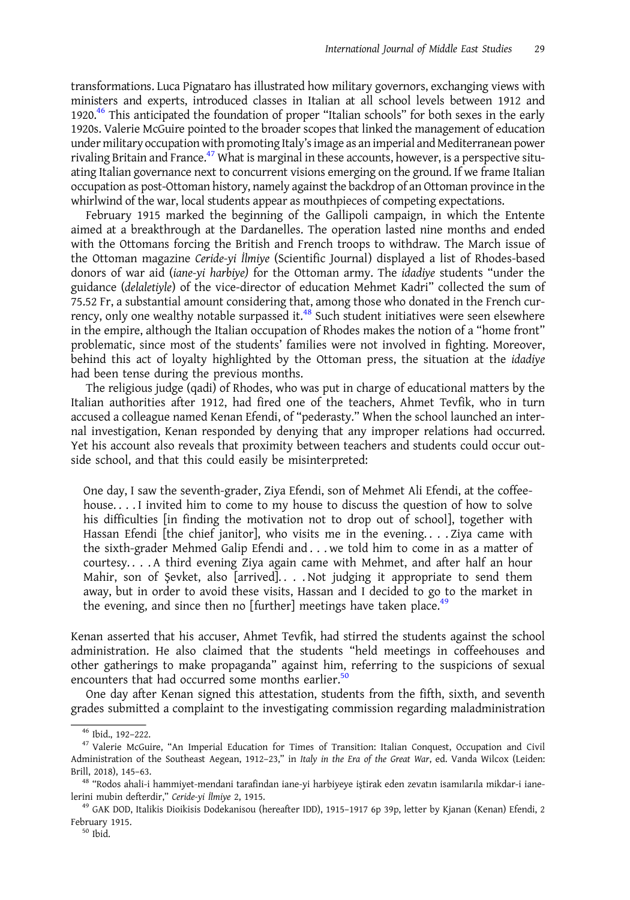transformations. Luca Pignataro has illustrated how military governors, exchanging views with ministers and experts, introduced classes in Italian at all school levels between 1912 and 1920.[46] This anticipated the foundation of proper "Italian schools" for both sexes in the early 1920s. Valerie McGuire pointed to the broader scopes that linked the management of education under military occupation with promoting Italy's image as an imperial and Mediterranean power rivaling Britain and France.[47] What is marginal in these accounts, however, is a perspective situating Italian governance next to concurrent visions emerging on the ground. If we frame Italian occupation as post-Ottoman history, namely against the backdrop of an Ottoman province in the whirlwind of the war, local students appear as mouthpieces of competing expectations.

February 1915 marked the beginning of the Gallipoli campaign, in which the Entente aimed at a breakthrough at the Dardanelles. The operation lasted nine months and ended with the Ottomans forcing the British and French troops to withdraw. The March issue of the Ottoman magazine *Ceride-yi İlmiye* (Scientific Journal) displayed a list of Rhodes-based donors of war aid (*iane-yi harbiye)* for the Ottoman army. The *idadiye* students "under the guidance (*delaletiyle*) of the vice-director of education Mehmet Kadri" collected the sum of 75.52 Fr, a substantial amount considering that, among those who donated in the French currency, only one wealthy notable surpassed it.[48] Such student initiatives were seen elsewhere in the empire, although the Italian occupation of Rhodes makes the notion of a "home front" problematic, since most of the students' families were not involved in fighting. Moreover, behind this act of loyalty highlighted by the Ottoman press, the situation at the *idadiye* had been tense during the previous months.

The religious judge (qadi) of Rhodes, who was put in charge of educational matters by the Italian authorities after 1912, had fired one of the teachers, Ahmet Tevfik, who in turn accused a colleague named Kenan Efendi, of "pederasty." When the school launched an internal investigation, Kenan responded by denying that any improper relations had occurred. Yet his account also reveals that proximity between teachers and students could occur outside school, and that this could easily be misinterpreted:

> One day, I saw the seventh-grader, Ziya Efendi, son of Mehmet Ali Efendi, at the coffeehouse. . . . I invited him to come to my house to discuss the question of how to solve his difficulties [in finding the motivation not to drop out of school], together with Hassan Efendi [the chief janitor], who visits me in the evening. . . . Ziya came with the sixth-grader Mehmed Galip Efendi and . . . we told him to come in as a matter of courtesy. . . . A third evening Ziya again came with Mehmet, and after half an hour Mahir, son of Şevket, also [arrived]. . . . Not judging it appropriate to send them away, but in order to avoid these visits, Hassan and I decided to go to the market in the evening, and since then no [further] meetings have taken place.[49]

Kenan asserted that his accuser, Ahmet Tevfik, had stirred the students against the school administration. He also claimed that the students "held meetings in coffeehouses and other gatherings to make propaganda" against him, referring to the suspicions of sexual encounters that had occurred some months earlier.[50]

One day after Kenan signed this attestation, students from the fifth, sixth, and seventh grades submitted a complaint to the investigating commission regarding maladministration

---

[46] Ibid., 192–222.

[47] Valerie McGuire, "An Imperial Education for Times of Transition: Italian Conquest, Occupation and Civil Administration of the Southeast Aegean, 1912–23," in *Italy in the Era of the Great War*, ed. Vanda Wilcox (Leiden: Brill, 2018), 145–63.

[48] "Rodos ahali-i hammiyet-mendani tarafından iane-yi harbiyeye iştirak eden zevatın isamılarıla mikdar-i ianelerini mubin defterdir," *Ceride-yi İlmiye* 2, 1915.

[49] GAK DOD, Italikis Dioikisis Dodekanisou (hereafter IDD), 1915–1917 6p 39p, letter by Kjanan (Kenan) Efendi, 2 February 1915.

[50] Ibid.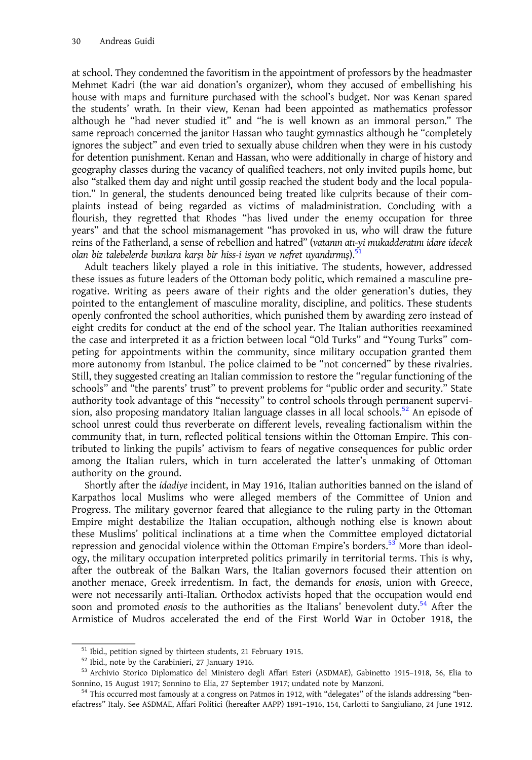at school. They condemned the favoritism in the appointment of professors by the headmaster Mehmet Kadri (the war aid donation's organizer), whom they accused of embellishing his house with maps and furniture purchased with the school's budget. Nor was Kenan spared the students' wrath. In their view, Kenan had been appointed as mathematics professor although he "had never studied it" and "he is well known as an immoral person." The same reproach concerned the janitor Hassan who taught gymnastics although he "completely ignores the subject" and even tried to sexually abuse children when they were in his custody for detention punishment. Kenan and Hassan, who were additionally in charge of history and geography classes during the vacancy of qualified teachers, not only invited pupils home, but also "stalked them day and night until gossip reached the student body and the local population." In general, the students denounced being treated like culprits because of their complaints instead of being regarded as victims of maladministration. Concluding with a flourish, they regretted that Rhodes "has lived under the enemy occupation for three years" and that the school mismanagement "has provoked in us, who will draw the future reins of the Fatherland, a sense of rebellion and hatred" (*vatanın atı-yi mukadderatını idare idecek olan biz talebelerde bunlara karşı bir hiss-i isyan ve nefret uyandırmış*).[51]

Adult teachers likely played a role in this initiative. The students, however, addressed these issues as future leaders of the Ottoman body politic, which remained a masculine prerogative. Writing as peers aware of their rights and the older generation's duties, they pointed to the entanglement of masculine morality, discipline, and politics. These students openly confronted the school authorities, which punished them by awarding zero instead of eight credits for conduct at the end of the school year. The Italian authorities reexamined the case and interpreted it as a friction between local "Old Turks" and "Young Turks" competing for appointments within the community, since military occupation granted them more autonomy from Istanbul. The police claimed to be "not concerned" by these rivalries. Still, they suggested creating an Italian commission to restore the "regular functioning of the schools" and "the parents' trust" to prevent problems for "public order and security." State authority took advantage of this "necessity" to control schools through permanent supervision, also proposing mandatory Italian language classes in all local schools.[52] An episode of school unrest could thus reverberate on different levels, revealing factionalism within the community that, in turn, reflected political tensions within the Ottoman Empire. This contributed to linking the pupils' activism to fears of negative consequences for public order among the Italian rulers, which in turn accelerated the latter's unmaking of Ottoman authority on the ground.

Shortly after the *idadiye* incident, in May 1916, Italian authorities banned on the island of Karpathos local Muslims who were alleged members of the Committee of Union and Progress. The military governor feared that allegiance to the ruling party in the Ottoman Empire might destabilize the Italian occupation, although nothing else is known about these Muslims' political inclinations at a time when the Committee employed dictatorial repression and genocidal violence within the Ottoman Empire's borders.[53] More than ideology, the military occupation interpreted politics primarily in territorial terms. This is why, after the outbreak of the Balkan Wars, the Italian governors focused their attention on another menace, Greek irredentism. In fact, the demands for *enosis*, union with Greece, were not necessarily anti-Italian. Orthodox activists hoped that the occupation would end soon and promoted *enosis* to the authorities as the Italians' benevolent duty.[54] After the Armistice of Mudros accelerated the end of the First World War in October 1918, the

---

[51] Ibid., petition signed by thirteen students, 21 February 1915.

[52] Ibid., note by the Carabinieri, 27 January 1916.

[53] Archivio Storico Diplomatico del Ministero degli Affari Esteri (ASDMAE), Gabinetto 1915–1918, 56, Elia to Sonnino, 15 August 1917; Sonnino to Elia, 27 September 1917; undated note by Manzoni.

[54] This occurred most famously at a congress on Patmos in 1912, with "delegates" of the islands addressing "benefactress" Italy. See ASDMAE, Affari Politici (hereafter AAPP) 1891–1916, 154, Carlotti to Sangiuliano, 24 June 1912.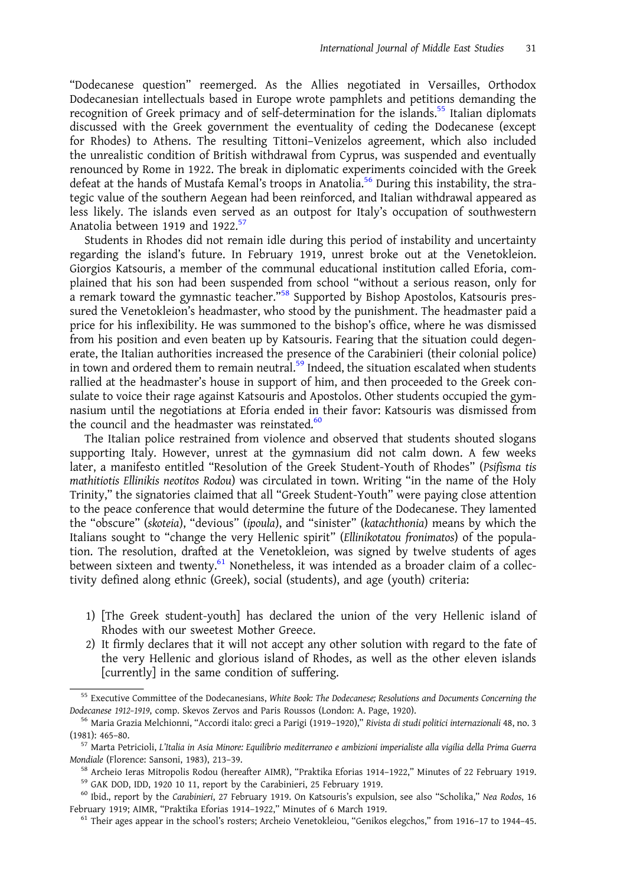"Dodecanese question" reemerged. As the Allies negotiated in Versailles, Orthodox Dodecanesian intellectuals based in Europe wrote pamphlets and petitions demanding the recognition of Greek primacy and of self-determination for the islands.[55] Italian diplomats discussed with the Greek government the eventuality of ceding the Dodecanese (except for Rhodes) to Athens. The resulting Tittoni–Venizelos agreement, which also included the unrealistic condition of British withdrawal from Cyprus, was suspended and eventually renounced by Rome in 1922. The break in diplomatic experiments coincided with the Greek defeat at the hands of Mustafa Kemal's troops in Anatolia.[56] During this instability, the strategic value of the southern Aegean had been reinforced, and Italian withdrawal appeared as less likely. The islands even served as an outpost for Italy's occupation of southwestern Anatolia between 1919 and 1922.[57]

Students in Rhodes did not remain idle during this period of instability and uncertainty regarding the island's future. In February 1919, unrest broke out at the Venetokleion. Giorgios Katsouris, a member of the communal educational institution called Eforia, complained that his son had been suspended from school "without a serious reason, only for a remark toward the gymnastic teacher."[58] Supported by Bishop Apostolos, Katsouris pressured the Venetokleion's headmaster, who stood by the punishment. The headmaster paid a price for his inflexibility. He was summoned to the bishop's office, where he was dismissed from his position and even beaten up by Katsouris. Fearing that the situation could degenerate, the Italian authorities increased the presence of the Carabinieri (their colonial police) in town and ordered them to remain neutral.[59] Indeed, the situation escalated when students rallied at the headmaster's house in support of him, and then proceeded to the Greek consulate to voice their rage against Katsouris and Apostolos. Other students occupied the gymnasium until the negotiations at Eforia ended in their favor: Katsouris was dismissed from the council and the headmaster was reinstated.[60]

The Italian police restrained from violence and observed that students shouted slogans supporting Italy. However, unrest at the gymnasium did not calm down. A few weeks later, a manifesto entitled "Resolution of the Greek Student-Youth of Rhodes" (*Psifisma tis mathitiotis Ellinikis neotitos Rodou*) was circulated in town. Writing "in the name of the Holy Trinity," the signatories claimed that all "Greek Student-Youth" were paying close attention to the peace conference that would determine the future of the Dodecanese. They lamented the "obscure" (*skoteia*), "devious" (*ipoula*), and "sinister" (*katachthonia*) means by which the Italians sought to "change the very Hellenic spirit" (*Ellinikotatou fronimatos*) of the population. The resolution, drafted at the Venetokleion, was signed by twelve students of ages between sixteen and twenty.[61] Nonetheless, it was intended as a broader claim of a collectivity defined along ethnic (Greek), social (students), and age (youth) criteria:

1) [The Greek student-youth] has declared the union of the very Hellenic island of Rhodes with our sweetest Mother Greece.
2) It firmly declares that it will not accept any other solution with regard to the fate of the very Hellenic and glorious island of Rhodes, as well as the other eleven islands [currently] in the same condition of suffering.

---

[55] Executive Committee of the Dodecanesians, *White Book: The Dodecanese; Resolutions and Documents Concerning the Dodecanese 1912–1919*, comp. Skevos Zervos and Paris Roussos (London: A. Page, 1920).

[56] Maria Grazia Melchionni, "Accordi italo: greci a Parigi (1919–1920)," *Rivista di studi politici internazionali* 48, no. 3 (1981): 465–80.

[57] Marta Petricioli, *L'Italia in Asia Minore: Equilibrio mediterraneo e ambizioni imperialiste alla vigilia della Prima Guerra Mondiale* (Florence: Sansoni, 1983), 213–39.

[58] Archeio Ieras Mitropolis Rodou (hereafter AIMR), "Praktika Eforias 1914–1922," Minutes of 22 February 1919.

[59] GAK DOD, IDD, 1920 10 11, report by the Carabinieri, 25 February 1919.

[60] Ibid., report by the *Carabinieri*, 27 February 1919. On Katsouris's expulsion, see also "Scholika," *Nea Rodos*, 16 February 1919; AIMR, "Praktika Eforias 1914–1922," Minutes of 6 March 1919.

[61] Their ages appear in the school's rosters; Archeio Venetokleiou, "Genikos elegchos," from 1916–17 to 1944–45.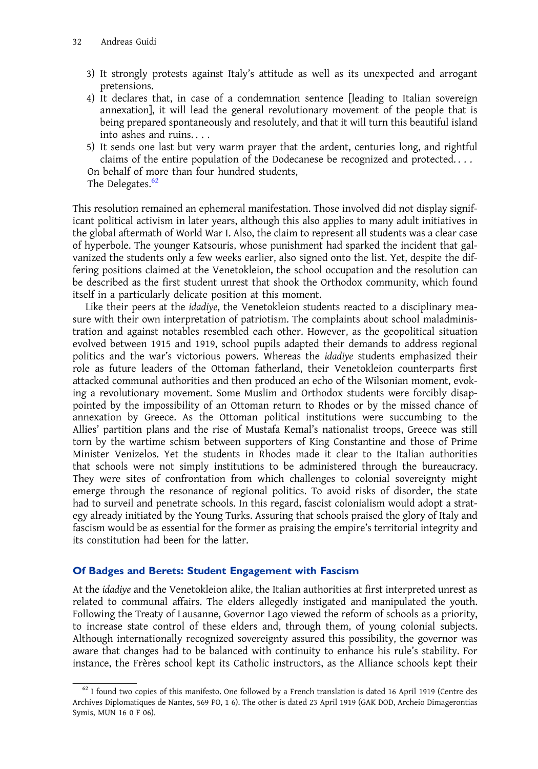3) It strongly protests against Italy's attitude as well as its unexpected and arrogant pretensions.
4) It declares that, in case of a condemnation sentence [leading to Italian sovereign annexation], it will lead the general revolutionary movement of the people that is being prepared spontaneously and resolutely, and that it will turn this beautiful island into ashes and ruins. . . .
5) It sends one last but very warm prayer that the ardent, centuries long, and rightful claims of the entire population of the Dodecanese be recognized and protected. . . .

On behalf of more than four hundred students,
The Delegates.[62]

This resolution remained an ephemeral manifestation. Those involved did not display significant political activism in later years, although this also applies to many adult initiatives in the global aftermath of World War I. Also, the claim to represent all students was a clear case of hyperbole. The younger Katsouris, whose punishment had sparked the incident that galvanized the students only a few weeks earlier, also signed onto the list. Yet, despite the differing positions claimed at the Venetokleion, the school occupation and the resolution can be described as the first student unrest that shook the Orthodox community, which found itself in a particularly delicate position at this moment.

Like their peers at the *idadiye*, the Venetokleion students reacted to a disciplinary measure with their own interpretation of patriotism. The complaints about school maladministration and against notables resembled each other. However, as the geopolitical situation evolved between 1915 and 1919, school pupils adapted their demands to address regional politics and the war's victorious powers. Whereas the *idadiye* students emphasized their role as future leaders of the Ottoman fatherland, their Venetokleion counterparts first attacked communal authorities and then produced an echo of the Wilsonian moment, evoking a revolutionary movement. Some Muslim and Orthodox students were forcibly disappointed by the impossibility of an Ottoman return to Rhodes or by the missed chance of annexation by Greece. As the Ottoman political institutions were succumbing to the Allies' partition plans and the rise of Mustafa Kemal's nationalist troops, Greece was still torn by the wartime schism between supporters of King Constantine and those of Prime Minister Venizelos. Yet the students in Rhodes made it clear to the Italian authorities that schools were not simply institutions to be administered through the bureaucracy. They were sites of confrontation from which challenges to colonial sovereignty might emerge through the resonance of regional politics. To avoid risks of disorder, the state had to surveil and penetrate schools. In this regard, fascist colonialism would adopt a strategy already initiated by the Young Turks. Assuring that schools praised the glory of Italy and fascism would be as essential for the former as praising the empire's territorial integrity and its constitution had been for the latter.

## Of Badges and Berets: Student Engagement with Fascism

At the *idadiye* and the Venetokleion alike, the Italian authorities at first interpreted unrest as related to communal affairs. The elders allegedly instigated and manipulated the youth. Following the Treaty of Lausanne, Governor Lago viewed the reform of schools as a priority, to increase state control of these elders and, through them, of young colonial subjects. Although internationally recognized sovereignty assured this possibility, the governor was aware that changes had to be balanced with continuity to enhance his rule's stability. For instance, the Frères school kept its Catholic instructors, as the Alliance schools kept their

[62] I found two copies of this manifesto. One followed by a French translation is dated 16 April 1919 (Centre des Archives Diplomatiques de Nantes, 569 PO, 1 6). The other is dated 23 April 1919 (GAK DOD, Archeio Dimagerontias Symis, MUN 16 0 F 06).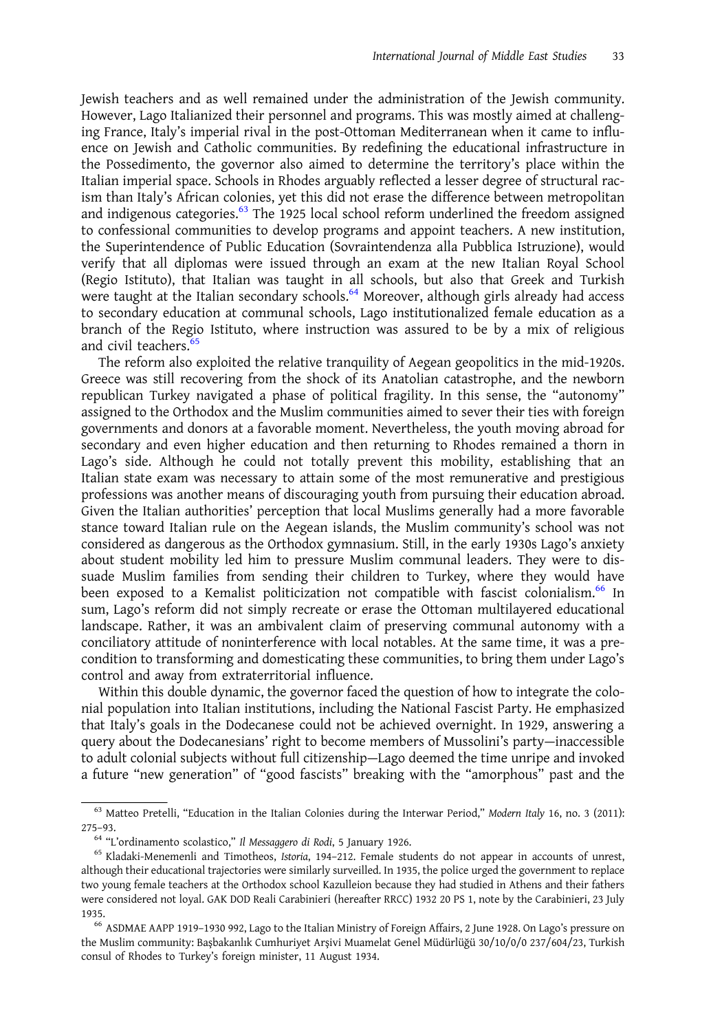Jewish teachers and as well remained under the administration of the Jewish community. However, Lago Italianized their personnel and programs. This was mostly aimed at challenging France, Italy's imperial rival in the post-Ottoman Mediterranean when it came to influence on Jewish and Catholic communities. By redefining the educational infrastructure in the Possedimento, the governor also aimed to determine the territory's place within the Italian imperial space. Schools in Rhodes arguably reflected a lesser degree of structural racism than Italy's African colonies, yet this did not erase the difference between metropolitan and indigenous categories.[63] The 1925 local school reform underlined the freedom assigned to confessional communities to develop programs and appoint teachers. A new institution, the Superintendence of Public Education (Sovraintendenza alla Pubblica Istruzione), would verify that all diplomas were issued through an exam at the new Italian Royal School (Regio Istituto), that Italian was taught in all schools, but also that Greek and Turkish were taught at the Italian secondary schools.[64] Moreover, although girls already had access to secondary education at communal schools, Lago institutionalized female education as a branch of the Regio Istituto, where instruction was assured to be by a mix of religious and civil teachers.[65]

The reform also exploited the relative tranquility of Aegean geopolitics in the mid-1920s. Greece was still recovering from the shock of its Anatolian catastrophe, and the newborn republican Turkey navigated a phase of political fragility. In this sense, the "autonomy" assigned to the Orthodox and the Muslim communities aimed to sever their ties with foreign governments and donors at a favorable moment. Nevertheless, the youth moving abroad for secondary and even higher education and then returning to Rhodes remained a thorn in Lago's side. Although he could not totally prevent this mobility, establishing that an Italian state exam was necessary to attain some of the most remunerative and prestigious professions was another means of discouraging youth from pursuing their education abroad. Given the Italian authorities' perception that local Muslims generally had a more favorable stance toward Italian rule on the Aegean islands, the Muslim community's school was not considered as dangerous as the Orthodox gymnasium. Still, in the early 1930s Lago's anxiety about student mobility led him to pressure Muslim communal leaders. They were to dissuade Muslim families from sending their children to Turkey, where they would have been exposed to a Kemalist politicization not compatible with fascist colonialism.[66] In sum, Lago's reform did not simply recreate or erase the Ottoman multilayered educational landscape. Rather, it was an ambivalent claim of preserving communal autonomy with a conciliatory attitude of noninterference with local notables. At the same time, it was a precondition to transforming and domesticating these communities, to bring them under Lago's control and away from extraterritorial influence.

Within this double dynamic, the governor faced the question of how to integrate the colonial population into Italian institutions, including the National Fascist Party. He emphasized that Italy's goals in the Dodecanese could not be achieved overnight. In 1929, answering a query about the Dodecanesians' right to become members of Mussolini's party—inaccessible to adult colonial subjects without full citizenship—Lago deemed the time unripe and invoked a future "new generation" of "good fascists" breaking with the "amorphous" past and the

---

[63] Matteo Pretelli, "Education in the Italian Colonies during the Interwar Period," *Modern Italy* 16, no. 3 (2011): 275–93.

[64] "L'ordinamento scolastico," *Il Messaggero di Rodi*, 5 January 1926.

[65] Kladaki-Menemenli and Timotheos, *Istoria*, 194–212. Female students do not appear in accounts of unrest, although their educational trajectories were similarly surveilled. In 1935, the police urged the government to replace two young female teachers at the Orthodox school Kazulleion because they had studied in Athens and their fathers were considered not loyal. GAK DOD Reali Carabinieri (hereafter RRCC) 1932 20 PS 1, note by the Carabinieri, 23 July 1935.

[66] ASDMAE AAPP 1919–1930 992, Lago to the Italian Ministry of Foreign Affairs, 2 June 1928. On Lago's pressure on the Muslim community: Başbakanlık Cumhuriyet Arşivi Muamelat Genel Müdürlüğü 30/10/0/0 237/604/23, Turkish consul of Rhodes to Turkey's foreign minister, 11 August 1934.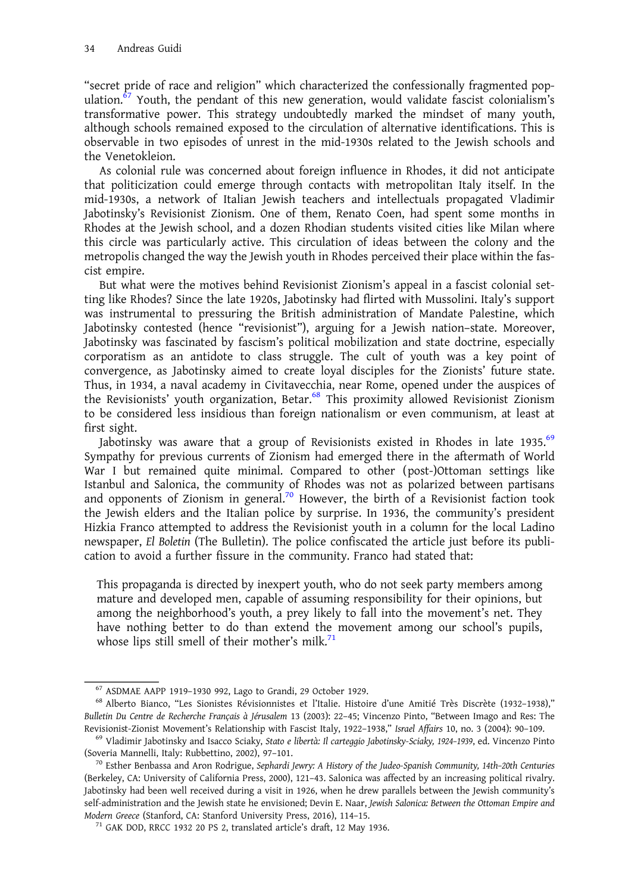"secret pride of race and religion" which characterized the confessionally fragmented population.[67] Youth, the pendant of this new generation, would validate fascist colonialism's transformative power. This strategy undoubtedly marked the mindset of many youth, although schools remained exposed to the circulation of alternative identifications. This is observable in two episodes of unrest in the mid-1930s related to the Jewish schools and the Venetokleion.

As colonial rule was concerned about foreign influence in Rhodes, it did not anticipate that politicization could emerge through contacts with metropolitan Italy itself. In the mid-1930s, a network of Italian Jewish teachers and intellectuals propagated Vladimir Jabotinsky's Revisionist Zionism. One of them, Renato Coen, had spent some months in Rhodes at the Jewish school, and a dozen Rhodian students visited cities like Milan where this circle was particularly active. This circulation of ideas between the colony and the metropolis changed the way the Jewish youth in Rhodes perceived their place within the fascist empire.

But what were the motives behind Revisionist Zionism's appeal in a fascist colonial setting like Rhodes? Since the late 1920s, Jabotinsky had flirted with Mussolini. Italy's support was instrumental to pressuring the British administration of Mandate Palestine, which Jabotinsky contested (hence "revisionist"), arguing for a Jewish nation–state. Moreover, Jabotinsky was fascinated by fascism's political mobilization and state doctrine, especially corporatism as an antidote to class struggle. The cult of youth was a key point of convergence, as Jabotinsky aimed to create loyal disciples for the Zionists' future state. Thus, in 1934, a naval academy in Civitavecchia, near Rome, opened under the auspices of the Revisionists' youth organization, Betar.[68] This proximity allowed Revisionist Zionism to be considered less insidious than foreign nationalism or even communism, at least at first sight.

Jabotinsky was aware that a group of Revisionists existed in Rhodes in late 1935.[69] Sympathy for previous currents of Zionism had emerged there in the aftermath of World War I but remained quite minimal. Compared to other (post-)Ottoman settings like Istanbul and Salonica, the community of Rhodes was not as polarized between partisans and opponents of Zionism in general.[70] However, the birth of a Revisionist faction took the Jewish elders and the Italian police by surprise. In 1936, the community's president Hizkia Franco attempted to address the Revisionist youth in a column for the local Ladino newspaper, *El Boletin* (The Bulletin). The police confiscated the article just before its publication to avoid a further fissure in the community. Franco had stated that:

> This propaganda is directed by inexpert youth, who do not seek party members among mature and developed men, capable of assuming responsibility for their opinions, but among the neighborhood's youth, a prey likely to fall into the movement's net. They have nothing better to do than extend the movement among our school's pupils, whose lips still smell of their mother's milk.[71]

---

[67] ASDMAE AAPP 1919–1930 992, Lago to Grandi, 29 October 1929.

[68] Alberto Bianco, "Les Sionistes Révisionnistes et l'Italie. Histoire d'une Amitié Très Discrète (1932–1938)," *Bulletin Du Centre de Recherche Français à Jérusalem* 13 (2003): 22–45; Vincenzo Pinto, "Between Imago and Res: The Revisionist-Zionist Movement's Relationship with Fascist Italy, 1922–1938," *Israel Affairs* 10, no. 3 (2004): 90–109.

[69] Vladimir Jabotinsky and Isacco Sciaky, *Stato e libertà: Il carteggio Jabotinsky-Sciaky, 1924–1939*, ed. Vincenzo Pinto (Soveria Mannelli, Italy: Rubbettino, 2002), 97–101.

[70] Esther Benbassa and Aron Rodrigue, *Sephardi Jewry: A History of the Judeo-Spanish Community, 14th–20th Centuries* (Berkeley, CA: University of California Press, 2000), 121–43. Salonica was affected by an increasing political rivalry. Jabotinsky had been well received during a visit in 1926, when he drew parallels between the Jewish community's self-administration and the Jewish state he envisioned; Devin E. Naar, *Jewish Salonica: Between the Ottoman Empire and Modern Greece* (Stanford, CA: Stanford University Press, 2016), 114–15.

[71] GAK DOD, RRCC 1932 20 PS 2, translated article's draft, 12 May 1936.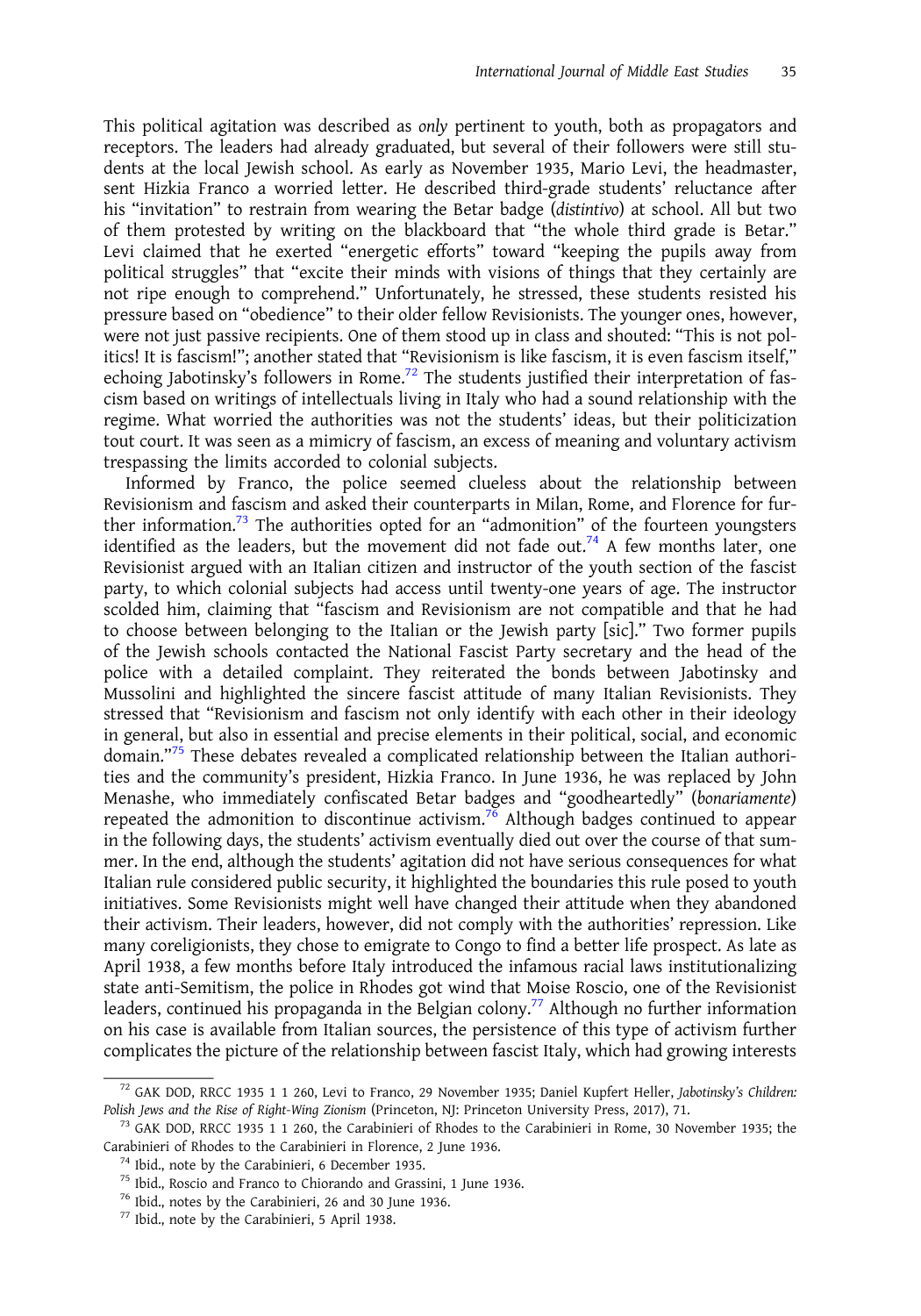This political agitation was described as *only* pertinent to youth, both as propagators and receptors. The leaders had already graduated, but several of their followers were still students at the local Jewish school. As early as November 1935, Mario Levi, the headmaster, sent Hizkia Franco a worried letter. He described third-grade students' reluctance after his "invitation" to restrain from wearing the Betar badge (*distintivo*) at school. All but two of them protested by writing on the blackboard that "the whole third grade is Betar." Levi claimed that he exerted "energetic efforts" toward "keeping the pupils away from political struggles" that "excite their minds with visions of things that they certainly are not ripe enough to comprehend." Unfortunately, he stressed, these students resisted his pressure based on "obedience" to their older fellow Revisionists. The younger ones, however, were not just passive recipients. One of them stood up in class and shouted: "This is not politics! It is fascism!"; another stated that "Revisionism is like fascism, it is even fascism itself," echoing Jabotinsky's followers in Rome.[72] The students justified their interpretation of fascism based on writings of intellectuals living in Italy who had a sound relationship with the regime. What worried the authorities was not the students' ideas, but their politicization tout court. It was seen as a mimicry of fascism, an excess of meaning and voluntary activism trespassing the limits accorded to colonial subjects.

Informed by Franco, the police seemed clueless about the relationship between Revisionism and fascism and asked their counterparts in Milan, Rome, and Florence for further information.[73] The authorities opted for an "admonition" of the fourteen youngsters identified as the leaders, but the movement did not fade out.[74] A few months later, one Revisionist argued with an Italian citizen and instructor of the youth section of the fascist party, to which colonial subjects had access until twenty-one years of age. The instructor scolded him, claiming that "fascism and Revisionism are not compatible and that he had to choose between belonging to the Italian or the Jewish party [sic]." Two former pupils of the Jewish schools contacted the National Fascist Party secretary and the head of the police with a detailed complaint. They reiterated the bonds between Jabotinsky and Mussolini and highlighted the sincere fascist attitude of many Italian Revisionists. They stressed that "Revisionism and fascism not only identify with each other in their ideology in general, but also in essential and precise elements in their political, social, and economic domain."[75] These debates revealed a complicated relationship between the Italian authorities and the community's president, Hizkia Franco. In June 1936, he was replaced by John Menashe, who immediately confiscated Betar badges and "goodheartedly" (*bonariamente*) repeated the admonition to discontinue activism.[76] Although badges continued to appear in the following days, the students' activism eventually died out over the course of that summer. In the end, although the students' agitation did not have serious consequences for what Italian rule considered public security, it highlighted the boundaries this rule posed to youth initiatives. Some Revisionists might well have changed their attitude when they abandoned their activism. Their leaders, however, did not comply with the authorities' repression. Like many coreligionists, they chose to emigrate to Congo to find a better life prospect. As late as April 1938, a few months before Italy introduced the infamous racial laws institutionalizing state anti-Semitism, the police in Rhodes got wind that Moise Roscio, one of the Revisionist leaders, continued his propaganda in the Belgian colony.[77] Although no further information on his case is available from Italian sources, the persistence of this type of activism further complicates the picture of the relationship between fascist Italy, which had growing interests

---

[72] GAK DOD, RRCC 1935 1 1 260, Levi to Franco, 29 November 1935; Daniel Kupfert Heller, *Jabotinsky's Children: Polish Jews and the Rise of Right-Wing Zionism* (Princeton, NJ: Princeton University Press, 2017), 71.

[73] GAK DOD, RRCC 1935 1 1 260, the Carabinieri of Rhodes to the Carabinieri in Rome, 30 November 1935; the Carabinieri of Rhodes to the Carabinieri in Florence, 2 June 1936.

[74] Ibid., note by the Carabinieri, 6 December 1935.

[75] Ibid., Roscio and Franco to Chiorando and Grassini, 1 June 1936.

[76] Ibid., notes by the Carabinieri, 26 and 30 June 1936.

[77] Ibid., note by the Carabinieri, 5 April 1938.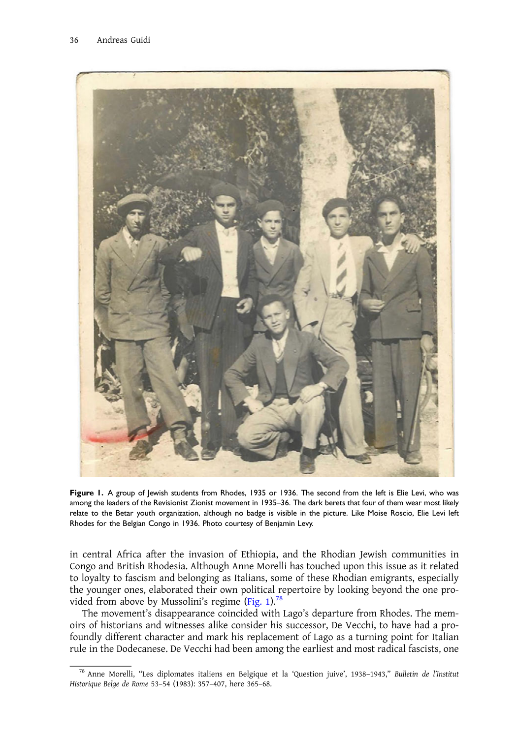**Figure 1.** A group of Jewish students from Rhodes, 1935 or 1936. The second from the left is Elie Levi, who was among the leaders of the Revisionist Zionist movement in 1935–36. The dark berets that four of them wear most likely relate to the Betar youth organization, although no badge is visible in the picture. Like Moise Roscio, Elie Levi left Rhodes for the Belgian Congo in 1936. Photo courtesy of Benjamin Levy.

in central Africa after the invasion of Ethiopia, and the Rhodian Jewish communities in Congo and British Rhodesia. Although Anne Morelli has touched upon this issue as it related to loyalty to fascism and belonging as Italians, some of these Rhodian emigrants, especially the younger ones, elaborated their own political repertoire by looking beyond the one provided from above by Mussolini's regime (Fig. 1).[78]

The movement's disappearance coincided with Lago's departure from Rhodes. The memoirs of historians and witnesses alike consider his successor, De Vecchi, to have had a profoundly different character and mark his replacement of Lago as a turning point for Italian rule in the Dodecanese. De Vecchi had been among the earliest and most radical fascists, one

[78] Anne Morelli, "Les diplomates italiens en Belgique et la 'Question juive', 1938–1943," *Bulletin de l'Institut Historique Belge de Rome* 53–54 (1983): 357–407, here 365–68.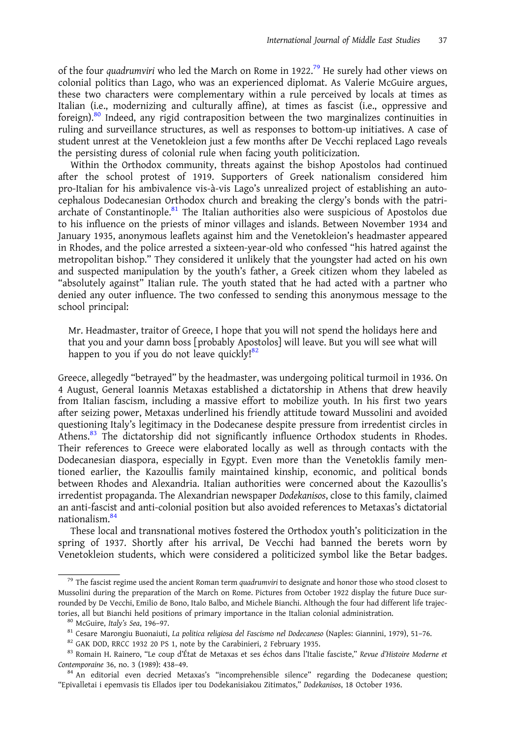of the four *quadrumviri* who led the March on Rome in 1922.[79] He surely had other views on colonial politics than Lago, who was an experienced diplomat. As Valerie McGuire argues, these two characters were complementary within a rule perceived by locals at times as Italian (i.e., modernizing and culturally affine), at times as fascist (i.e., oppressive and foreign).[80] Indeed, any rigid contraposition between the two marginalizes continuities in ruling and surveillance structures, as well as responses to bottom-up initiatives. A case of student unrest at the Venetokleion just a few months after De Vecchi replaced Lago reveals the persisting duress of colonial rule when facing youth politicization.

Within the Orthodox community, threats against the bishop Apostolos had continued after the school protest of 1919. Supporters of Greek nationalism considered him pro-Italian for his ambivalence vis-à-vis Lago's unrealized project of establishing an autocephalous Dodecanesian Orthodox church and breaking the clergy's bonds with the patriarchate of Constantinople.[81] The Italian authorities also were suspicious of Apostolos due to his influence on the priests of minor villages and islands. Between November 1934 and January 1935, anonymous leaflets against him and the Venetokleion's headmaster appeared in Rhodes, and the police arrested a sixteen-year-old who confessed "his hatred against the metropolitan bishop." They considered it unlikely that the youngster had acted on his own and suspected manipulation by the youth's father, a Greek citizen whom they labeled as "absolutely against" Italian rule. The youth stated that he had acted with a partner who denied any outer influence. The two confessed to sending this anonymous message to the school principal:

> Mr. Headmaster, traitor of Greece, I hope that you will not spend the holidays here and that you and your damn boss [probably Apostolos] will leave. But you will see what will happen to you if you do not leave quickly![82]

Greece, allegedly "betrayed" by the headmaster, was undergoing political turmoil in 1936. On 4 August, General Ioannis Metaxas established a dictatorship in Athens that drew heavily from Italian fascism, including a massive effort to mobilize youth. In his first two years after seizing power, Metaxas underlined his friendly attitude toward Mussolini and avoided questioning Italy's legitimacy in the Dodecanese despite pressure from irredentist circles in Athens.[83] The dictatorship did not significantly influence Orthodox students in Rhodes. Their references to Greece were elaborated locally as well as through contacts with the Dodecanesian diaspora, especially in Egypt. Even more than the Venetoklis family mentioned earlier, the Kazoullis family maintained kinship, economic, and political bonds between Rhodes and Alexandria. Italian authorities were concerned about the Kazoullis's irredentist propaganda. The Alexandrian newspaper *Dodekanisos*, close to this family, claimed an anti-fascist and anti-colonial position but also avoided references to Metaxas's dictatorial nationalism.[84]

These local and transnational motives fostered the Orthodox youth's politicization in the spring of 1937. Shortly after his arrival, De Vecchi had banned the berets worn by Venetokleion students, which were considered a politicized symbol like the Betar badges.

---

[79] The fascist regime used the ancient Roman term *quadrumviri* to designate and honor those who stood closest to Mussolini during the preparation of the March on Rome. Pictures from October 1922 display the future Duce surrounded by De Vecchi, Emilio de Bono, Italo Balbo, and Michele Bianchi. Although the four had different life trajectories, all but Bianchi held positions of primary importance in the Italian colonial administration.

[80] McGuire, *Italy's Sea*, 196–97.

[81] Cesare Marongiu Buonaiuti, *La politica religiosa del Fascismo nel Dodecaneso* (Naples: Giannini, 1979), 51–76.

[82] GAK DOD, RRCC 1932 20 PS 1, note by the Carabinieri, 2 February 1935.

[83] Romain H. Rainero, "Le coup d'État de Metaxas et ses échos dans l'Italie fasciste," *Revue d'Histoire Moderne et Contemporaine* 36, no. 3 (1989): 438–49.

[84] An editorial even decried Metaxas's "incomprehensible silence" regarding the Dodecanese question; "Epivalletai i epemvasis tis Ellados iper tou Dodekanisiakou Zitimatos," *Dodekanisos*, 18 October 1936.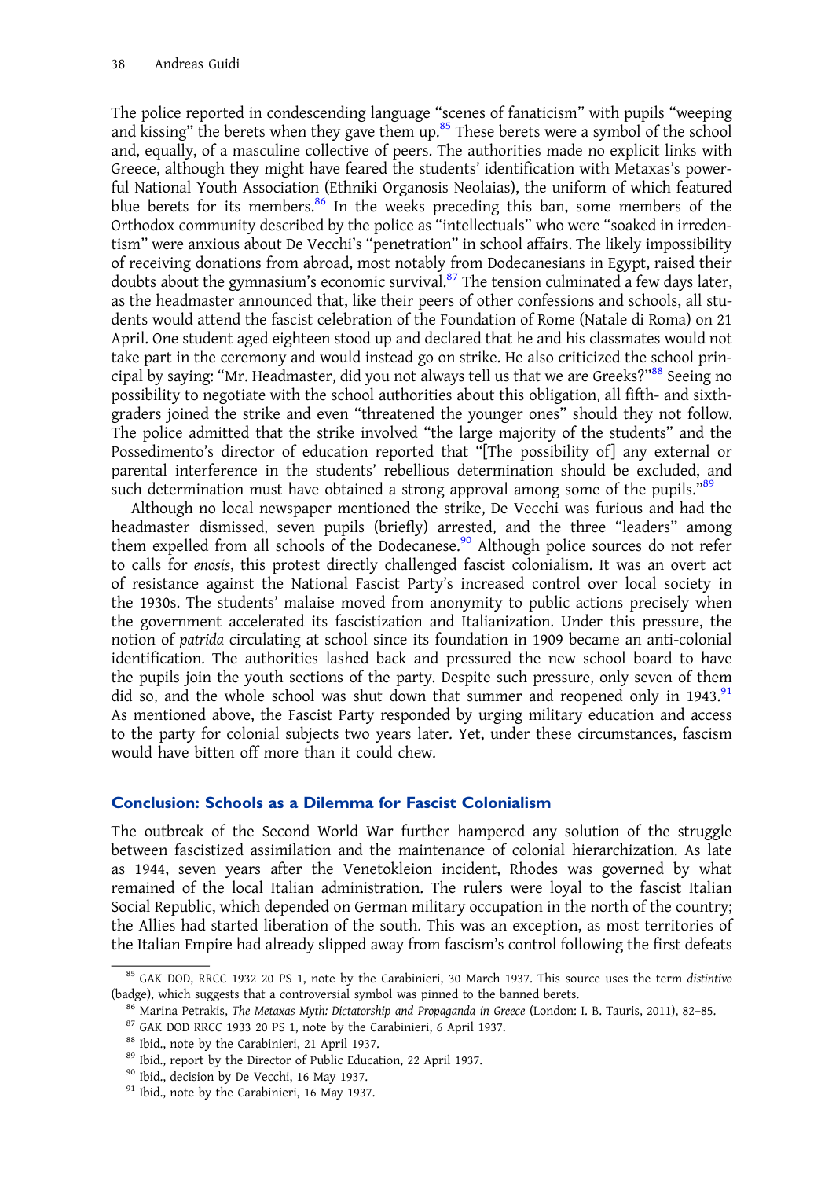The police reported in condescending language "scenes of fanaticism" with pupils "weeping and kissing" the berets when they gave them up.[85] These berets were a symbol of the school and, equally, of a masculine collective of peers. The authorities made no explicit links with Greece, although they might have feared the students' identification with Metaxas's powerful National Youth Association (Ethniki Organosis Neolaias), the uniform of which featured blue berets for its members.[86] In the weeks preceding this ban, some members of the Orthodox community described by the police as "intellectuals" who were "soaked in irredentism" were anxious about De Vecchi's "penetration" in school affairs. The likely impossibility of receiving donations from abroad, most notably from Dodecanesians in Egypt, raised their doubts about the gymnasium's economic survival.[87] The tension culminated a few days later, as the headmaster announced that, like their peers of other confessions and schools, all students would attend the fascist celebration of the Foundation of Rome (Natale di Roma) on 21 April. One student aged eighteen stood up and declared that he and his classmates would not take part in the ceremony and would instead go on strike. He also criticized the school principal by saying: "Mr. Headmaster, did you not always tell us that we are Greeks?"[88] Seeing no possibility to negotiate with the school authorities about this obligation, all fifth- and sixth-graders joined the strike and even "threatened the younger ones" should they not follow. The police admitted that the strike involved "the large majority of the students" and the Possedimento's director of education reported that "[The possibility of] any external or parental interference in the students' rebellious determination should be excluded, and such determination must have obtained a strong approval among some of the pupils."[89]

Although no local newspaper mentioned the strike, De Vecchi was furious and had the headmaster dismissed, seven pupils (briefly) arrested, and the three "leaders" among them expelled from all schools of the Dodecanese.[90] Although police sources do not refer to calls for *enosis*, this protest directly challenged fascist colonialism. It was an overt act of resistance against the National Fascist Party's increased control over local society in the 1930s. The students' malaise moved from anonymity to public actions precisely when the government accelerated its fascistization and Italianization. Under this pressure, the notion of *patrida* circulating at school since its foundation in 1909 became an anti-colonial identification. The authorities lashed back and pressured the new school board to have the pupils join the youth sections of the party. Despite such pressure, only seven of them did so, and the whole school was shut down that summer and reopened only in 1943.[91] As mentioned above, the Fascist Party responded by urging military education and access to the party for colonial subjects two years later. Yet, under these circumstances, fascism would have bitten off more than it could chew.

## Conclusion: Schools as a Dilemma for Fascist Colonialism

The outbreak of the Second World War further hampered any solution of the struggle between fascistized assimilation and the maintenance of colonial hierarchization. As late as 1944, seven years after the Venetokleion incident, Rhodes was governed by what remained of the local Italian administration. The rulers were loyal to the fascist Italian Social Republic, which depended on German military occupation in the north of the country; the Allies had started liberation of the south. This was an exception, as most territories of the Italian Empire had already slipped away from fascism's control following the first defeats

---

[85] GAK DOD, RRCC 1932 20 PS 1, note by the Carabinieri, 30 March 1937. This source uses the term *distintivo* (badge), which suggests that a controversial symbol was pinned to the banned berets.

[86] Marina Petrakis, *The Metaxas Myth: Dictatorship and Propaganda in Greece* (London: I. B. Tauris, 2011), 82–85.

[87] GAK DOD RRCC 1933 20 PS 1, note by the Carabinieri, 6 April 1937.

[88] Ibid., note by the Carabinieri, 21 April 1937.

[89] Ibid., report by the Director of Public Education, 22 April 1937.

[90] Ibid., decision by De Vecchi, 16 May 1937.

[91] Ibid., note by the Carabinieri, 16 May 1937.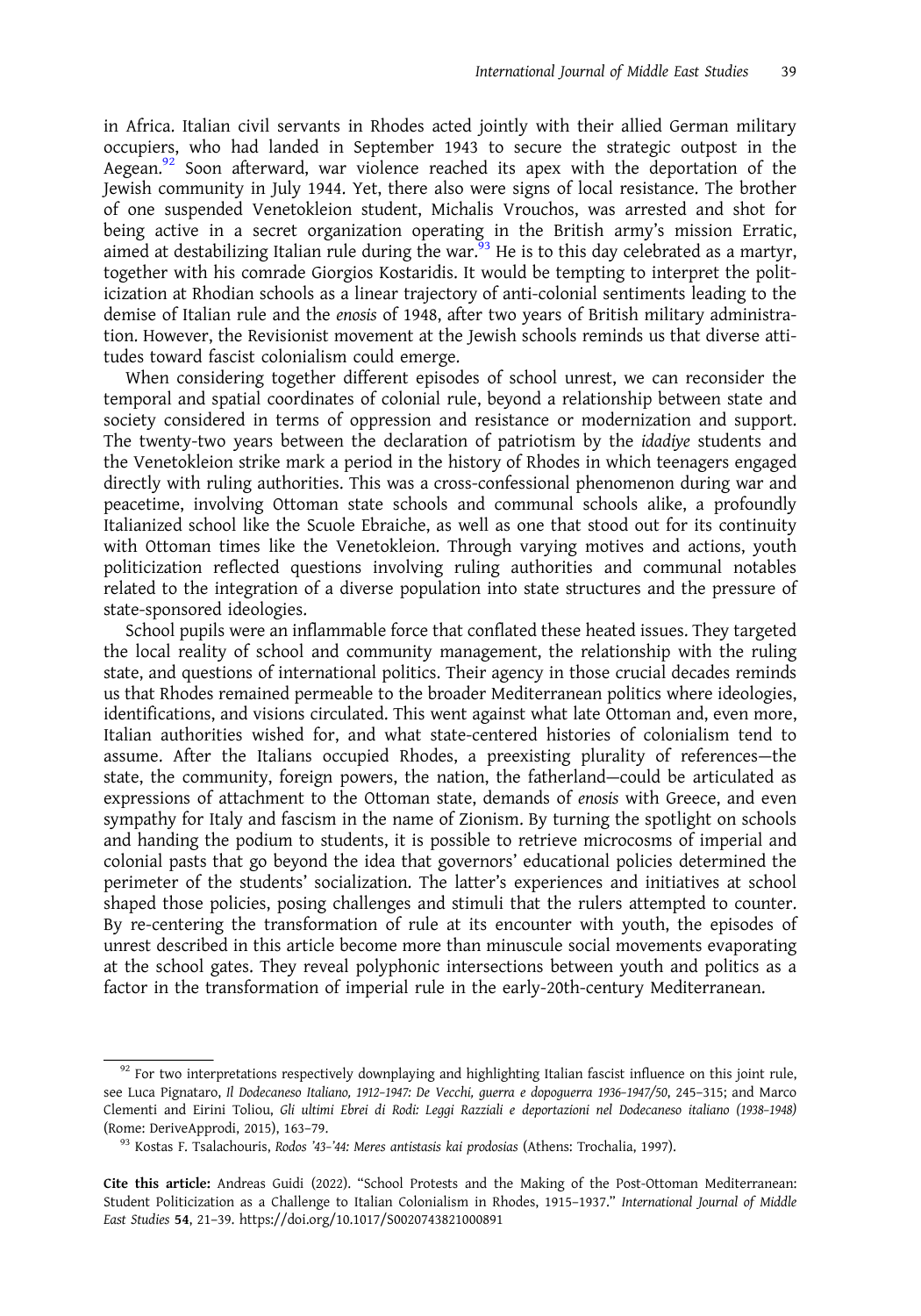in Africa. Italian civil servants in Rhodes acted jointly with their allied German military occupiers, who had landed in September 1943 to secure the strategic outpost in the Aegean.[92] Soon afterward, war violence reached its apex with the deportation of the Jewish community in July 1944. Yet, there also were signs of local resistance. The brother of one suspended Venetokleion student, Michalis Vrouchos, was arrested and shot for being active in a secret organization operating in the British army's mission Erratic, aimed at destabilizing Italian rule during the war.[93] He is to this day celebrated as a martyr, together with his comrade Giorgios Kostaridis. It would be tempting to interpret the politicization at Rhodian schools as a linear trajectory of anti-colonial sentiments leading to the demise of Italian rule and the *enosis* of 1948, after two years of British military administration. However, the Revisionist movement at the Jewish schools reminds us that diverse attitudes toward fascist colonialism could emerge.

When considering together different episodes of school unrest, we can reconsider the temporal and spatial coordinates of colonial rule, beyond a relationship between state and society considered in terms of oppression and resistance or modernization and support. The twenty-two years between the declaration of patriotism by the *idadiye* students and the Venetokleion strike mark a period in the history of Rhodes in which teenagers engaged directly with ruling authorities. This was a cross-confessional phenomenon during war and peacetime, involving Ottoman state schools and communal schools alike, a profoundly Italianized school like the Scuole Ebraiche, as well as one that stood out for its continuity with Ottoman times like the Venetokleion. Through varying motives and actions, youth politicization reflected questions involving ruling authorities and communal notables related to the integration of a diverse population into state structures and the pressure of state-sponsored ideologies.

School pupils were an inflammable force that conflated these heated issues. They targeted the local reality of school and community management, the relationship with the ruling state, and questions of international politics. Their agency in those crucial decades reminds us that Rhodes remained permeable to the broader Mediterranean politics where ideologies, identifications, and visions circulated. This went against what late Ottoman and, even more, Italian authorities wished for, and what state-centered histories of colonialism tend to assume. After the Italians occupied Rhodes, a preexisting plurality of references—the state, the community, foreign powers, the nation, the fatherland—could be articulated as expressions of attachment to the Ottoman state, demands of *enosis* with Greece, and even sympathy for Italy and fascism in the name of Zionism. By turning the spotlight on schools and handing the podium to students, it is possible to retrieve microcosms of imperial and colonial pasts that go beyond the idea that governors' educational policies determined the perimeter of the students' socialization. The latter's experiences and initiatives at school shaped those policies, posing challenges and stimuli that the rulers attempted to counter. By re-centering the transformation of rule at its encounter with youth, the episodes of unrest described in this article become more than minuscule social movements evaporating at the school gates. They reveal polyphonic intersections between youth and politics as a factor in the transformation of imperial rule in the early-20th-century Mediterranean.

---

[92] For two interpretations respectively downplaying and highlighting Italian fascist influence on this joint rule, see Luca Pignataro, *Il Dodecaneso Italiano, 1912–1947: De Vecchi, guerra e dopoguerra 1936–1947/50*, 245–315; and Marco Clementi and Eirini Toliou, *Gli ultimi Ebrei di Rodi: Leggi Razziali e deportazioni nel Dodecaneso italiano (1938–1948)* (Rome: DeriveApprodi, 2015), 163–79.

[93] Kostas F. Tsalachouris, *Rodos '43–'44: Meres antistasis kai prodosias* (Athens: Trochalia, 1997).

**Cite this article:** Andreas Guidi (2022). "School Protests and the Making of the Post-Ottoman Mediterranean: Student Politicization as a Challenge to Italian Colonialism in Rhodes, 1915–1937." *International Journal of Middle East Studies* **54**, 21–39. https://doi.org/10.1017/S0020743821000891